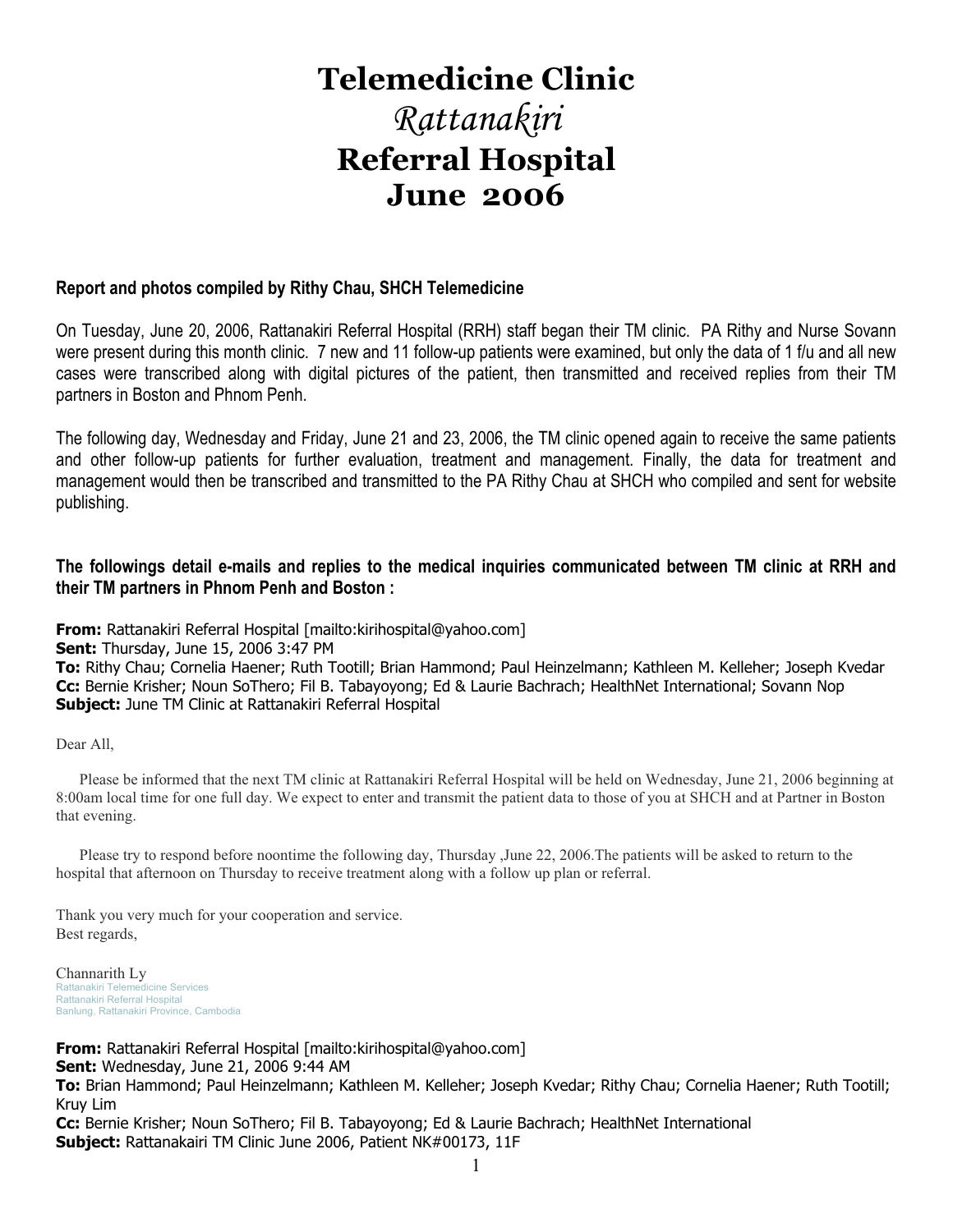# Telemedicine Clinic
# *Rattanakiri*
# Referral Hospital
# June 2006

**Report and photos compiled by Rithy Chau, SHCH Telemedicine**

On Tuesday, June 20, 2006, Rattanakiri Referral Hospital (RRH) staff began their TM clinic. PA Rithy and Nurse Sovann were present during this month clinic. 7 new and 11 follow-up patients were examined, but only the data of 1 f/u and all new cases were transcribed along with digital pictures of the patient, then transmitted and received replies from their TM partners in Boston and Phnom Penh.

The following day, Wednesday and Friday, June 21 and 23, 2006, the TM clinic opened again to receive the same patients and other follow-up patients for further evaluation, treatment and management. Finally, the data for treatment and management would then be transcribed and transmitted to the PA Rithy Chau at SHCH who compiled and sent for website publishing.

**The followings detail e-mails and replies to the medical inquiries communicated between TM clinic at RRH and their TM partners in Phnom Penh and Boston :**

**From:** Rattanakiri Referral Hospital [mailto:kirihospital@yahoo.com]
**Sent:** Thursday, June 15, 2006 3:47 PM
**To:** Rithy Chau; Cornelia Haener; Ruth Tootill; Brian Hammond; Paul Heinzelmann; Kathleen M. Kelleher; Joseph Kvedar
**Cc:** Bernie Krisher; Noun SoThero; Fil B. Tabayoyong; Ed & Laurie Bachrach; HealthNet International; Sovann Nop
**Subject:** June TM Clinic at Rattanakiri Referral Hospital

Dear All,

Please be informed that the next TM clinic at Rattanakiri Referral Hospital will be held on Wednesday, June 21, 2006 beginning at 8:00am local time for one full day. We expect to enter and transmit the patient data to those of you at SHCH and at Partner in Boston that evening.

Please try to respond before noontime the following day, Thursday ,June 22, 2006.The patients will be asked to return to the hospital that afternoon on Thursday to receive treatment along with a follow up plan or referral.

Thank you very much for your cooperation and service.
Best regards,

Channarith Ly
Rattanakiri Telemedicine Services
Rattanakiri Referral Hospital
Banlung, Rattanakiri Province, Cambodia

**From:** Rattanakiri Referral Hospital [mailto:kirihospital@yahoo.com]
**Sent:** Wednesday, June 21, 2006 9:44 AM
**To:** Brian Hammond; Paul Heinzelmann; Kathleen M. Kelleher; Joseph Kvedar; Rithy Chau; Cornelia Haener; Ruth Tootill; Kruy Lim
**Cc:** Bernie Krisher; Noun SoThero; Fil B. Tabayoyong; Ed & Laurie Bachrach; HealthNet International
**Subject:** Rattanakairi TM Clinic June 2006, Patient NK#00173, 11F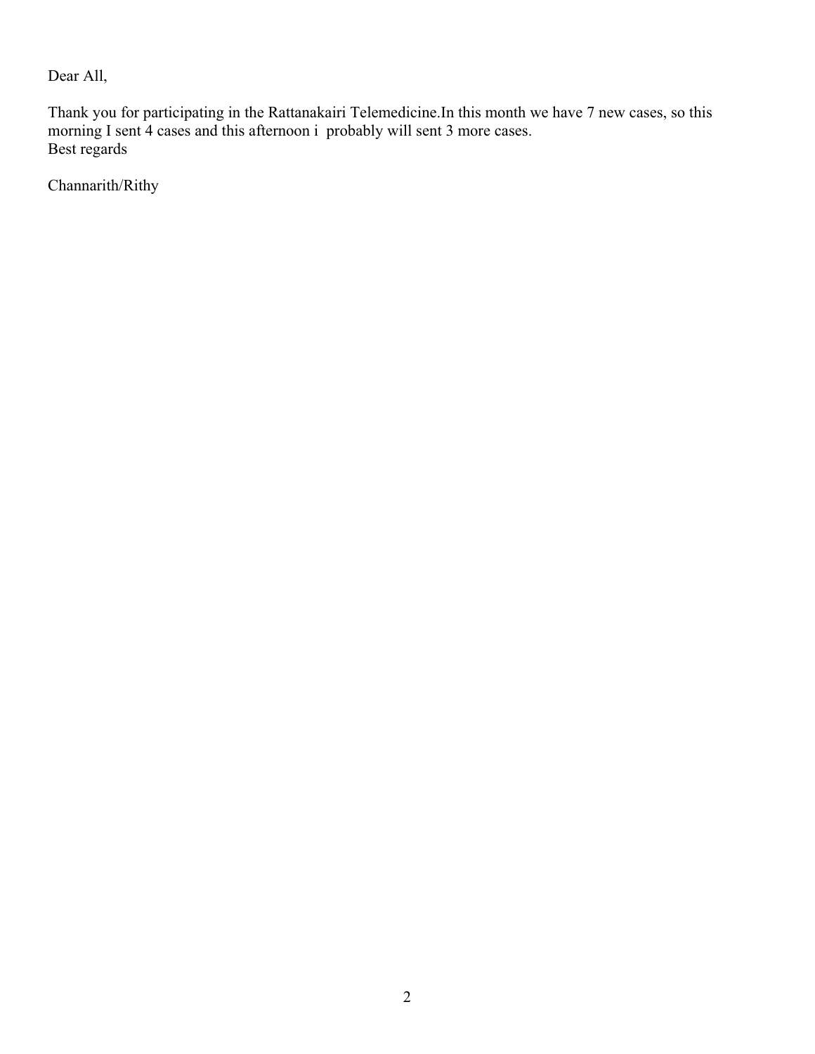Dear All,

Thank you for participating in the Rattanakairi Telemedicine.In this month we have 7 new cases, so this morning I sent 4 cases and this afternoon i probably will sent 3 more cases.
Best regards

Channarith/Rithy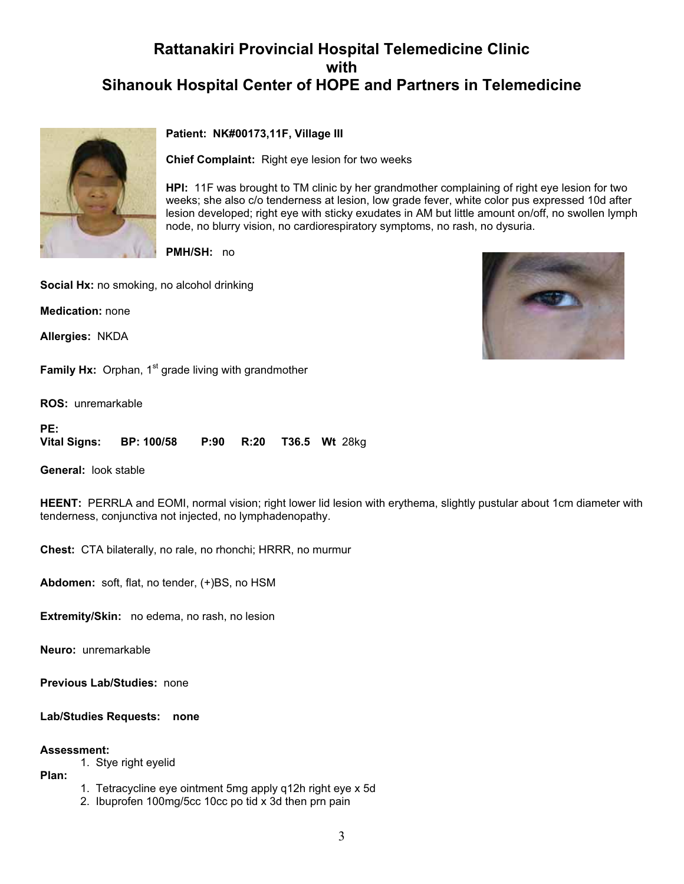# Rattanakiri Provincial Hospital Telemedicine Clinic with Sihanouk Hospital Center of HOPE and Partners in Telemedicine

**Patient: NK#00173,11F, Village III**

**Chief Complaint:** Right eye lesion for two weeks

**HPI:** 11F was brought to TM clinic by her grandmother complaining of right eye lesion for two weeks; she also c/o tenderness at lesion, low grade fever, white color pus expressed 10d after lesion developed; right eye with sticky exudates in AM but little amount on/off, no swollen lymph node, no blurry vision, no cardiorespiratory symptoms, no rash, no dysuria.

**PMH/SH:** no

**Social Hx:** no smoking, no alcohol drinking

**Medication:** none

**Allergies:** NKDA

**Family Hx:** Orphan, 1st grade living with grandmother

**ROS:** unremarkable

**PE:**
**Vital Signs: BP: 100/58 P:90 R:20 T36.5 Wt** 28kg

**General:** look stable

**HEENT:** PERRLA and EOMI, normal vision; right lower lid lesion with erythema, slightly pustular about 1cm diameter with tenderness, conjunctiva not injected, no lymphadenopathy.

**Chest:** CTA bilaterally, no rale, no rhonchi; HRRR, no murmur

**Abdomen:** soft, flat, no tender, (+)BS, no HSM

**Extremity/Skin:** no edema, no rash, no lesion

**Neuro:** unremarkable

**Previous Lab/Studies:** none

**Lab/Studies Requests: none**

**Assessment:**

1. Stye right eyelid

**Plan:**

1. Tetracycline eye ointment 5mg apply q12h right eye x 5d
2. Ibuprofen 100mg/5cc 10cc po tid x 3d then prn pain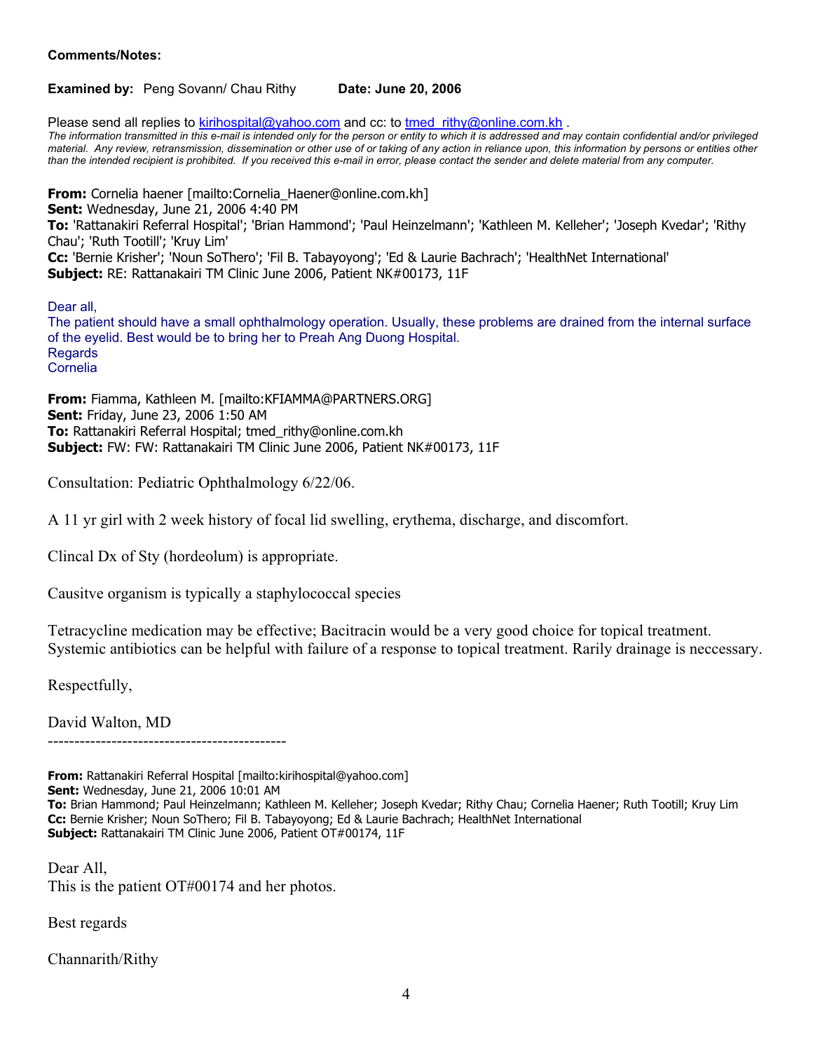**Comments/Notes:**

**Examined by:** Peng Sovann/ Chau Rithy **Date: June 20, 2006**

Please send all replies to kirihospital@yahoo.com and cc: to tmed_rithy@online.com.kh .

*The information transmitted in this e-mail is intended only for the person or entity to which it is addressed and may contain confidential and/or privileged material. Any review, retransmission, dissemination or other use of or taking of any action in reliance upon, this information by persons or entities other than the intended recipient is prohibited. If you received this e-mail in error, please contact the sender and delete material from any computer.*

**From:** Cornelia haener [mailto:Cornelia_Haener@online.com.kh]
**Sent:** Wednesday, June 21, 2006 4:40 PM
**To:** 'Rattanakiri Referral Hospital'; 'Brian Hammond'; 'Paul Heinzelmann'; 'Kathleen M. Kelleher'; 'Joseph Kvedar'; 'Rithy Chau'; 'Ruth Tootill'; 'Kruy Lim'
**Cc:** 'Bernie Krisher'; 'Noun SoThero'; 'Fil B. Tabayoyong'; 'Ed & Laurie Bachrach'; 'HealthNet International'
**Subject:** RE: Rattanakairi TM Clinic June 2006, Patient NK#00173, 11F

Dear all,
The patient should have a small ophthalmology operation. Usually, these problems are drained from the internal surface of the eyelid. Best would be to bring her to Preah Ang Duong Hospital.
Regards
Cornelia

**From:** Fiamma, Kathleen M. [mailto:KFIAMMA@PARTNERS.ORG]
**Sent:** Friday, June 23, 2006 1:50 AM
**To:** Rattanakiri Referral Hospital; tmed_rithy@online.com.kh
**Subject:** FW: FW: Rattanakairi TM Clinic June 2006, Patient NK#00173, 11F

Consultation: Pediatric Ophthalmology 6/22/06.

A 11 yr girl with 2 week history of focal lid swelling, erythema, discharge, and discomfort.

Clincal Dx of Sty (hordeolum) is appropriate.

Causitve organism is typically a staphylococcal species

Tetracycline medication may be effective; Bacitracin would be a very good choice for topical treatment. Systemic antibiotics can be helpful with failure of a response to topical treatment. Rarily drainage is neccessary.

Respectfully,

David Walton, MD

---

**From:** Rattanakiri Referral Hospital [mailto:kirihospital@yahoo.com]
**Sent:** Wednesday, June 21, 2006 10:01 AM
**To:** Brian Hammond; Paul Heinzelmann; Kathleen M. Kelleher; Joseph Kvedar; Rithy Chau; Cornelia Haener; Ruth Tootill; Kruy Lim
**Cc:** Bernie Krisher; Noun SoThero; Fil B. Tabayoyong; Ed & Laurie Bachrach; HealthNet International
**Subject:** Rattanakairi TM Clinic June 2006, Patient OT#00174, 11F

Dear All,
This is the patient OT#00174 and her photos.

Best regards

Channarith/Rithy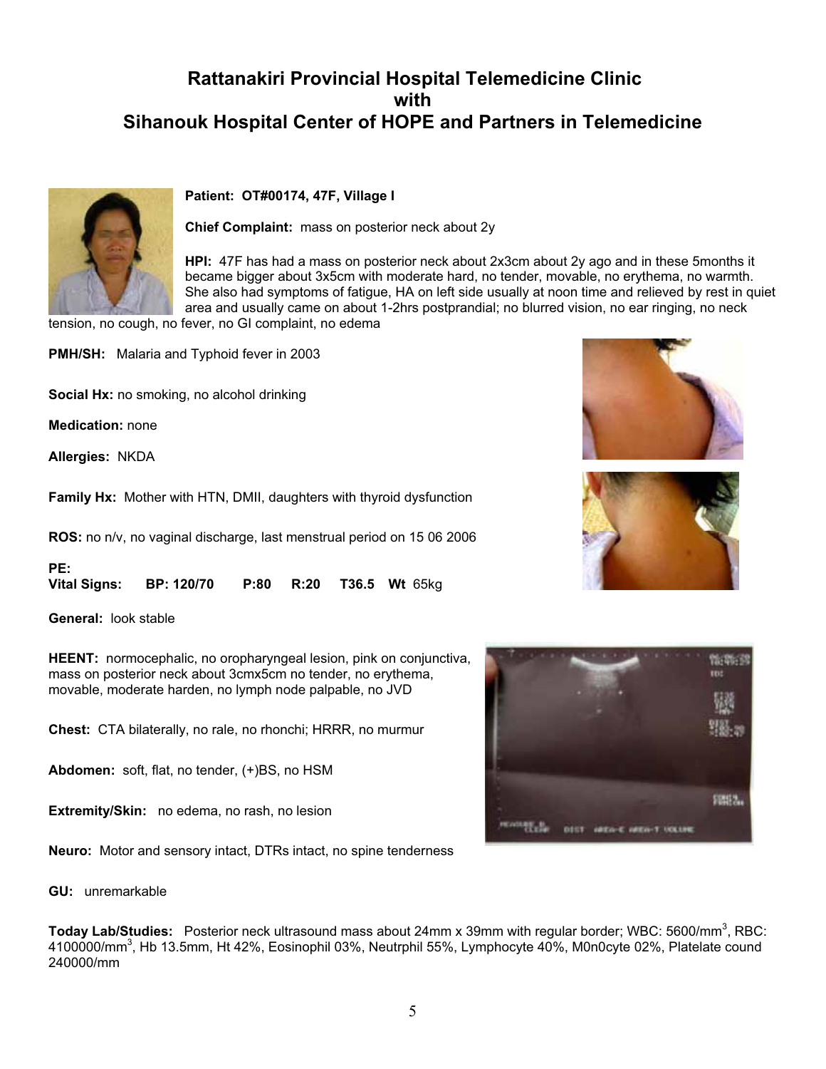# Rattanakiri Provincial Hospital Telemedicine Clinic with Sihanouk Hospital Center of HOPE and Partners in Telemedicine

**Patient: OT#00174, 47F, Village I**

**Chief Complaint:** mass on posterior neck about 2y

**HPI:** 47F has had a mass on posterior neck about 2x3cm about 2y ago and in these 5months it became bigger about 3x5cm with moderate hard, no tender, movable, no erythema, no warmth. She also had symptoms of fatigue, HA on left side usually at noon time and relieved by rest in quiet area and usually came on about 1-2hrs postprandial; no blurred vision, no ear ringing, no neck tension, no cough, no fever, no GI complaint, no edema

**PMH/SH:** Malaria and Typhoid fever in 2003

**Social Hx:** no smoking, no alcohol drinking

**Medication:** none

**Allergies:** NKDA

**Family Hx:** Mother with HTN, DMII, daughters with thyroid dysfunction

**ROS:** no n/v, no vaginal discharge, last menstrual period on 15 06 2006

**PE:**

**Vital Signs:** **BP: 120/70** **P:80** **R:20** **T36.5** **Wt** 65kg

**General:** look stable

**HEENT:** normocephalic, no oropharyngeal lesion, pink on conjunctiva, mass on posterior neck about 3cmx5cm no tender, no erythema, movable, moderate harden, no lymph node palpable, no JVD

**Chest:** CTA bilaterally, no rale, no rhonchi; HRRR, no murmur

**Abdomen:** soft, flat, no tender, (+)BS, no HSM

**Extremity/Skin:** no edema, no rash, no lesion

**Neuro:** Motor and sensory intact, DTRs intact, no spine tenderness

**GU:** unremarkable

**Today Lab/Studies:** Posterior neck ultrasound mass about 24mm x 39mm with regular border; WBC: 5600/mm$^3$, RBC: 4100000/mm$^3$, Hb 13.5mm, Ht 42%, Eosinophil 03%, Neutrphil 55%, Lymphocyte 40%, M0n0cyte 02%, Platelate cound 240000/mm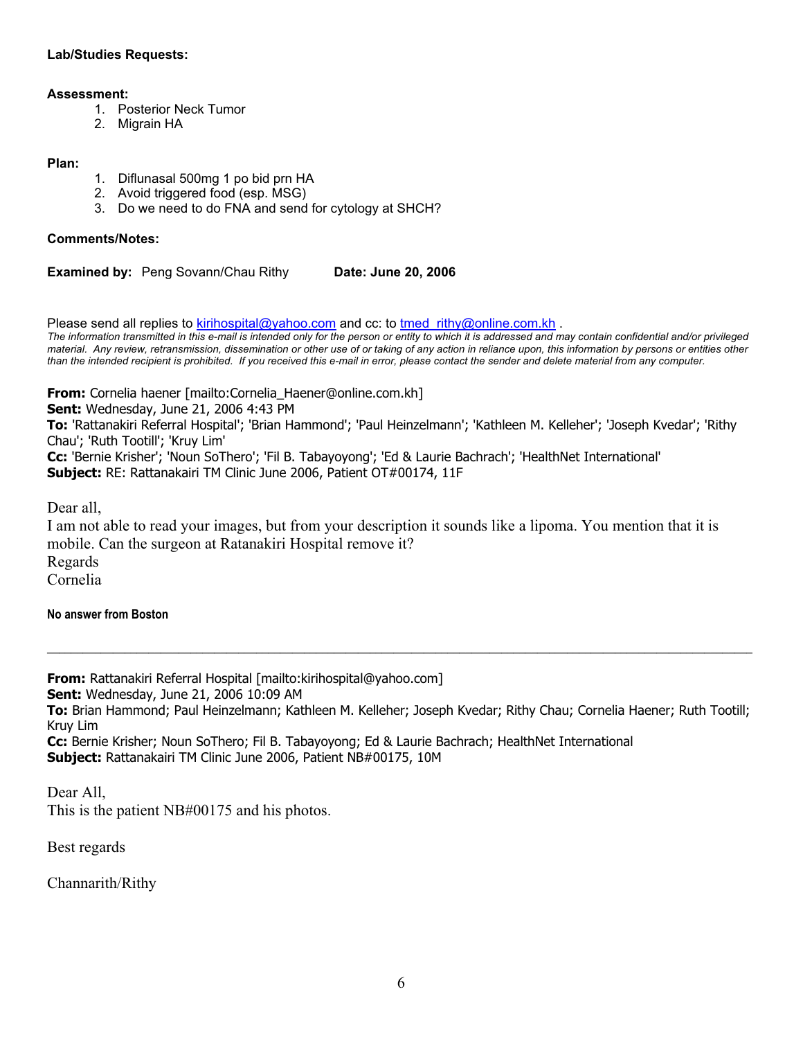**Lab/Studies Requests:**

**Assessment:**

1. Posterior Neck Tumor
2. Migrain HA

**Plan:**

1. Diflunasal 500mg 1 po bid prn HA
2. Avoid triggered food (esp. MSG)
3. Do we need to do FNA and send for cytology at SHCH?

**Comments/Notes:**

**Examined by:** Peng Sovann/Chau Rithy **Date: June 20, 2006**

Please send all replies to kirihospital@yahoo.com and cc: to tmed_rithy@online.com.kh .

*The information transmitted in this e-mail is intended only for the person or entity to which it is addressed and may contain confidential and/or privileged material. Any review, retransmission, dissemination or other use of or taking of any action in reliance upon, this information by persons or entities other than the intended recipient is prohibited. If you received this e-mail in error, please contact the sender and delete material from any computer.*

**From:** Cornelia haener [mailto:Cornelia_Haener@online.com.kh]
**Sent:** Wednesday, June 21, 2006 4:43 PM
**To:** 'Rattanakiri Referral Hospital'; 'Brian Hammond'; 'Paul Heinzelmann'; 'Kathleen M. Kelleher'; 'Joseph Kvedar'; 'Rithy Chau'; 'Ruth Tootill'; 'Kruy Lim'
**Cc:** 'Bernie Krisher'; 'Noun SoThero'; 'Fil B. Tabayoyong'; 'Ed & Laurie Bachrach'; 'HealthNet International'
**Subject:** RE: Rattanakairi TM Clinic June 2006, Patient OT#00174, 11F

Dear all,
I am not able to read your images, but from your description it sounds like a lipoma. You mention that it is mobile. Can the surgeon at Ratanakiri Hospital remove it?
Regards
Cornelia

**No answer from Boston**

---

**From:** Rattanakiri Referral Hospital [mailto:kirihospital@yahoo.com]
**Sent:** Wednesday, June 21, 2006 10:09 AM
**To:** Brian Hammond; Paul Heinzelmann; Kathleen M. Kelleher; Joseph Kvedar; Rithy Chau; Cornelia Haener; Ruth Tootill; Kruy Lim
**Cc:** Bernie Krisher; Noun SoThero; Fil B. Tabayoyong; Ed & Laurie Bachrach; HealthNet International
**Subject:** Rattanakairi TM Clinic June 2006, Patient NB#00175, 10M

Dear All,
This is the patient NB#00175 and his photos.

Best regards

Channarith/Rithy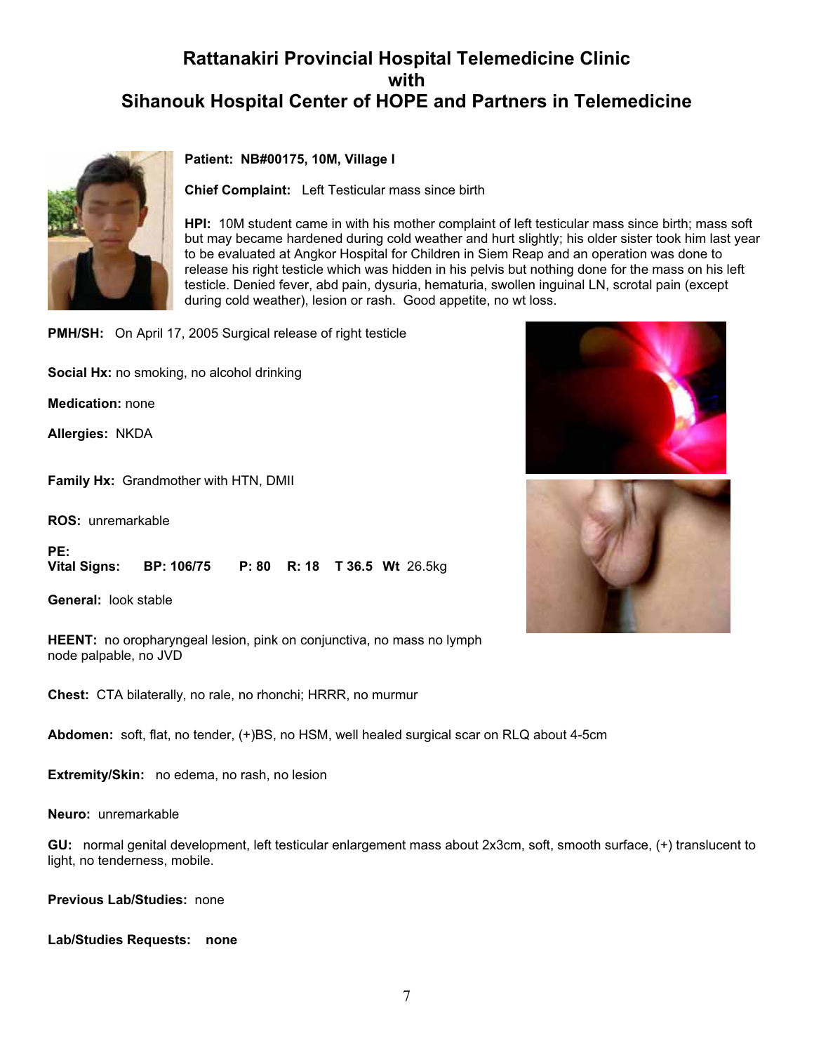# Rattanakiri Provincial Hospital Telemedicine Clinic with Sihanouk Hospital Center of HOPE and Partners in Telemedicine

**Patient: NB#00175, 10M, Village I**

**Chief Complaint:** Left Testicular mass since birth

**HPI:** 10M student came in with his mother complaint of left testicular mass since birth; mass soft but may became hardened during cold weather and hurt slightly; his older sister took him last year to be evaluated at Angkor Hospital for Children in Siem Reap and an operation was done to release his right testicle which was hidden in his pelvis but nothing done for the mass on his left testicle. Denied fever, abd pain, dysuria, hematuria, swollen inguinal LN, scrotal pain (except during cold weather), lesion or rash. Good appetite, no wt loss.

**PMH/SH:** On April 17, 2005 Surgical release of right testicle

**Social Hx:** no smoking, no alcohol drinking

**Medication:** none

**Allergies:** NKDA

**Family Hx:** Grandmother with HTN, DMII

**ROS:** unremarkable

**PE:**

**Vital Signs:** **BP: 106/75** **P: 80** **R: 18** **T 36.5** **Wt** 26.5kg

**General:** look stable

**HEENT:** no oropharyngeal lesion, pink on conjunctiva, no mass no lymph node palpable, no JVD

**Chest:** CTA bilaterally, no rale, no rhonchi; HRRR, no murmur

**Abdomen:** soft, flat, no tender, (+)BS, no HSM, well healed surgical scar on RLQ about 4-5cm

**Extremity/Skin:** no edema, no rash, no lesion

**Neuro:** unremarkable

**GU:** normal genital development, left testicular enlargement mass about 2x3cm, soft, smooth surface, (+) translucent to light, no tenderness, mobile.

**Previous Lab/Studies:** none

**Lab/Studies Requests:** **none**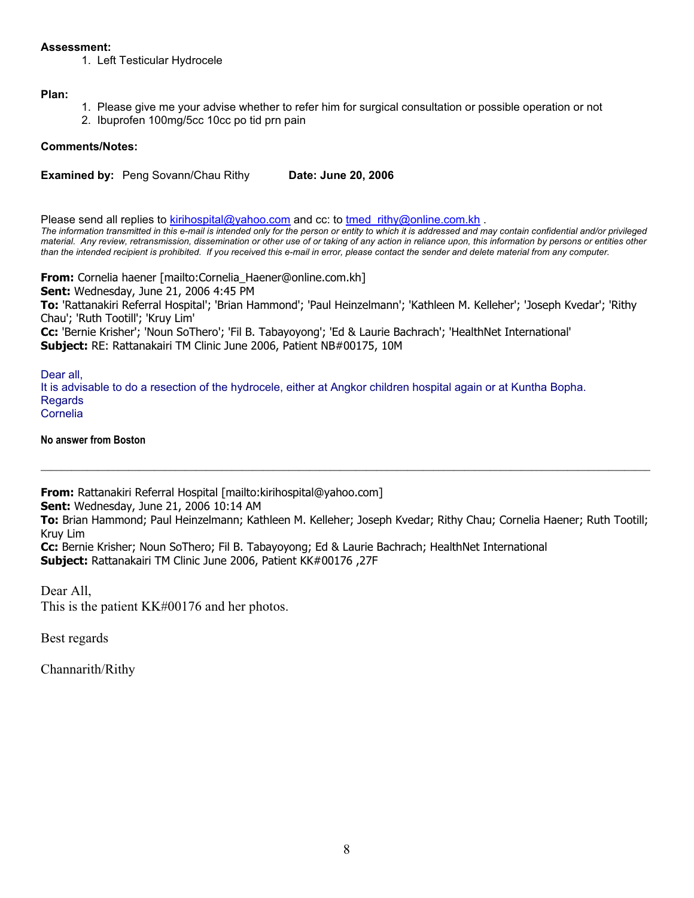**Assessment:**

1. Left Testicular Hydrocele

**Plan:**

1. Please give me your advise whether to refer him for surgical consultation or possible operation or not
2. Ibuprofen 100mg/5cc 10cc po tid prn pain

**Comments/Notes:**

**Examined by:** Peng Sovann/Chau Rithy **Date: June 20, 2006**

Please send all replies to kirihospital@yahoo.com and cc: to tmed_rithy@online.com.kh .

*The information transmitted in this e-mail is intended only for the person or entity to which it is addressed and may contain confidential and/or privileged material. Any review, retransmission, dissemination or other use of or taking of any action in reliance upon, this information by persons or entities other than the intended recipient is prohibited. If you received this e-mail in error, please contact the sender and delete material from any computer.*

**From:** Cornelia haener [mailto:Cornelia_Haener@online.com.kh]
**Sent:** Wednesday, June 21, 2006 4:45 PM
**To:** 'Rattanakiri Referral Hospital'; 'Brian Hammond'; 'Paul Heinzelmann'; 'Kathleen M. Kelleher'; 'Joseph Kvedar'; 'Rithy Chau'; 'Ruth Tootill'; 'Kruy Lim'
**Cc:** 'Bernie Krisher'; 'Noun SoThero'; 'Fil B. Tabayoyong'; 'Ed & Laurie Bachrach'; 'HealthNet International'
**Subject:** RE: Rattanakairi TM Clinic June 2006, Patient NB#00175, 10M

Dear all,
It is advisable to do a resection of the hydrocele, either at Angkor children hospital again or at Kuntha Bopha.
Regards
Cornelia

**No answer from Boston**

---

**From:** Rattanakiri Referral Hospital [mailto:kirihospital@yahoo.com]
**Sent:** Wednesday, June 21, 2006 10:14 AM
**To:** Brian Hammond; Paul Heinzelmann; Kathleen M. Kelleher; Joseph Kvedar; Rithy Chau; Cornelia Haener; Ruth Tootill; Kruy Lim
**Cc:** Bernie Krisher; Noun SoThero; Fil B. Tabayoyong; Ed & Laurie Bachrach; HealthNet International
**Subject:** Rattanakairi TM Clinic June 2006, Patient KK#00176 ,27F

Dear All,
This is the patient KK#00176 and her photos.

Best regards

Channarith/Rithy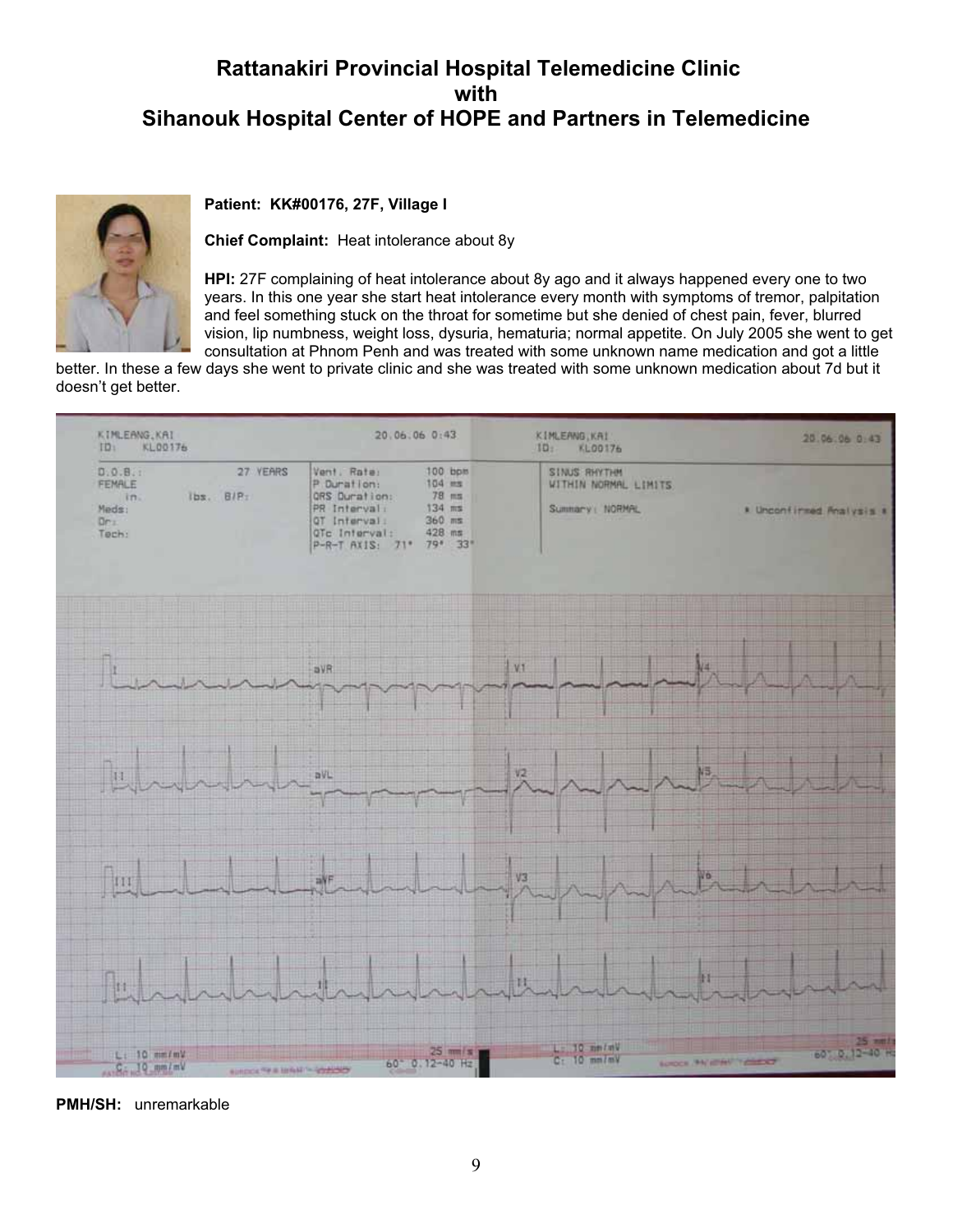# Rattanakiri Provincial Hospital Telemedicine Clinic with Sihanouk Hospital Center of HOPE and Partners in Telemedicine

**Patient: KK#00176, 27F, Village I**

**Chief Complaint:** Heat intolerance about 8y

**HPI:** 27F complaining of heat intolerance about 8y ago and it always happened every one to two years. In this one year she start heat intolerance every month with symptoms of tremor, palpitation and feel something stuck on the throat for sometime but she denied of chest pain, fever, blurred vision, lip numbness, weight loss, dysuria, hematuria; normal appetite. On July 2005 she went to get consultation at Phnom Penh and was treated with some unknown name medication and got a little better. In these a few days she went to private clinic and she was treated with some unknown medication about 7d but it doesn't get better.

**PMH/SH:** unremarkable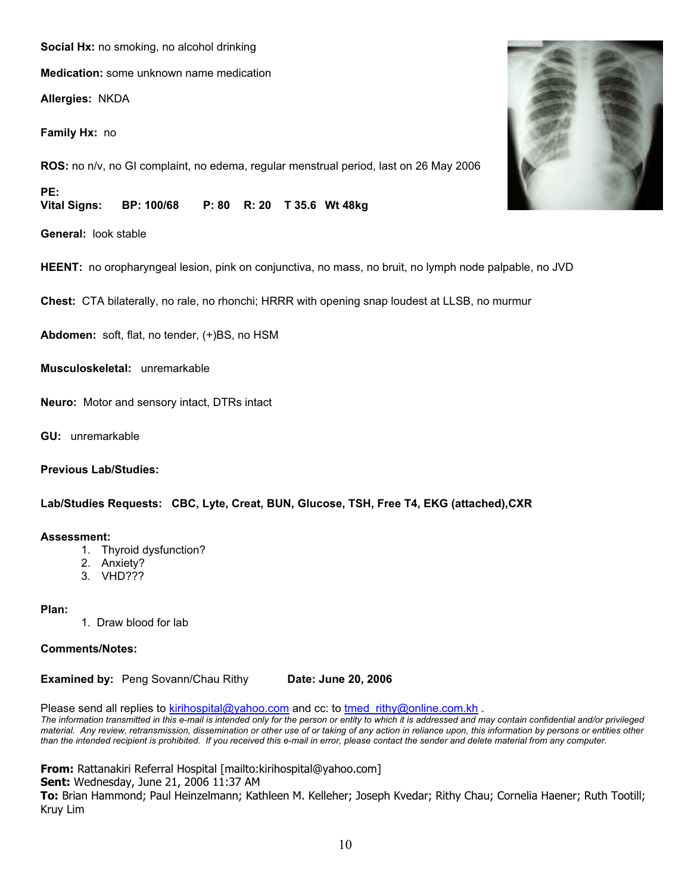**Social Hx:** no smoking, no alcohol drinking

**Medication:** some unknown name medication

**Allergies:** NKDA

**Family Hx:** no

**ROS:** no n/v, no GI complaint, no edema, regular menstrual period, last on 26 May 2006

**PE:**
**Vital Signs: BP: 100/68 P: 80 R: 20 T 35.6 Wt 48kg**

**General:** look stable

**HEENT:** no oropharyngeal lesion, pink on conjunctiva, no mass, no bruit, no lymph node palpable, no JVD

**Chest:** CTA bilaterally, no rale, no rhonchi; HRRR with opening snap loudest at LLSB, no murmur

**Abdomen:** soft, flat, no tender, (+)BS, no HSM

**Musculoskeletal:** unremarkable

**Neuro:** Motor and sensory intact, DTRs intact

**GU:** unremarkable

**Previous Lab/Studies:**

**Lab/Studies Requests: CBC, Lyte, Creat, BUN, Glucose, TSH, Free T4, EKG (attached),CXR**

**Assessment:**

1. Thyroid dysfunction?
2. Anxiety?
3. VHD???

**Plan:**

1. Draw blood for lab

**Comments/Notes:**

**Examined by:** Peng Sovann/Chau Rithy **Date: June 20, 2006**

Please send all replies to kirihospital@yahoo.com and cc: to tmed_rithy@online.com.kh .

*The information transmitted in this e-mail is intended only for the person or entity to which it is addressed and may contain confidential and/or privileged material. Any review, retransmission, dissemination or other use of or taking of any action in reliance upon, this information by persons or entities other than the intended recipient is prohibited. If you received this e-mail in error, please contact the sender and delete material from any computer.*

**From:** Rattanakiri Referral Hospital [mailto:kirihospital@yahoo.com]
**Sent:** Wednesday, June 21, 2006 11:37 AM
**To:** Brian Hammond; Paul Heinzelmann; Kathleen M. Kelleher; Joseph Kvedar; Rithy Chau; Cornelia Haener; Ruth Tootill; Kruy Lim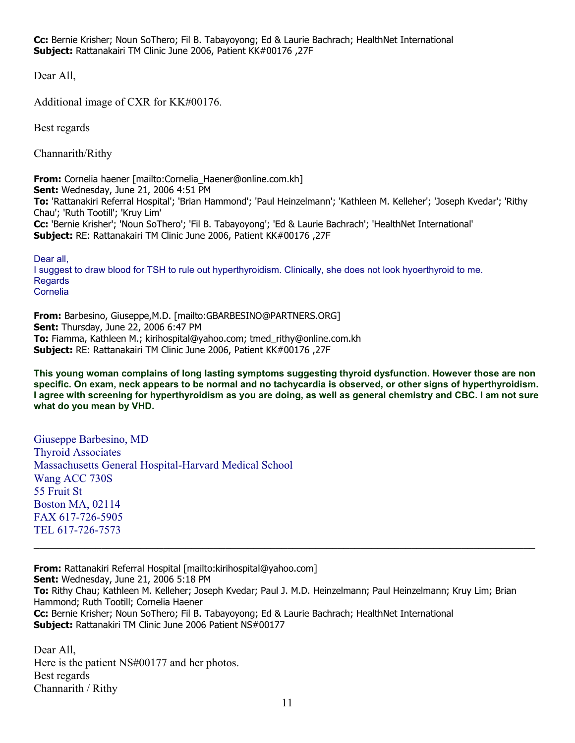**Cc:** Bernie Krisher; Noun SoThero; Fil B. Tabayoyong; Ed & Laurie Bachrach; HealthNet International
**Subject:** Rattanakairi TM Clinic June 2006, Patient KK#00176 ,27F

Dear All,

Additional image of CXR for KK#00176.

Best regards

Channarith/Rithy

**From:** Cornelia haener [mailto:Cornelia_Haener@online.com.kh]
**Sent:** Wednesday, June 21, 2006 4:51 PM
**To:** 'Rattanakiri Referral Hospital'; 'Brian Hammond'; 'Paul Heinzelmann'; 'Kathleen M. Kelleher'; 'Joseph Kvedar'; 'Rithy Chau'; 'Ruth Tootill'; 'Kruy Lim'
**Cc:** 'Bernie Krisher'; 'Noun SoThero'; 'Fil B. Tabayoyong'; 'Ed & Laurie Bachrach'; 'HealthNet International'
**Subject:** RE: Rattanakairi TM Clinic June 2006, Patient KK#00176 ,27F

Dear all,
I suggest to draw blood for TSH to rule out hyperthyroidism. Clinically, she does not look hyoerthyroid to me.
Regards
Cornelia

**From:** Barbesino, Giuseppe,M.D. [mailto:GBARBESINO@PARTNERS.ORG]
**Sent:** Thursday, June 22, 2006 6:47 PM
**To:** Fiamma, Kathleen M.; kirihospital@yahoo.com; tmed_rithy@online.com.kh
**Subject:** RE: Rattanakairi TM Clinic June 2006, Patient KK#00176 ,27F

**This young woman complains of long lasting symptoms suggesting thyroid dysfunction. However those are non specific. On exam, neck appears to be normal and no tachycardia is observed, or other signs of hyperthyroidism. I agree with screening for hyperthyroidism as you are doing, as well as general chemistry and CBC. I am not sure what do you mean by VHD.**

Giuseppe Barbesino, MD
Thyroid Associates
Massachusetts General Hospital-Harvard Medical School
Wang ACC 730S
55 Fruit St
Boston MA, 02114
FAX 617-726-5905
TEL 617-726-7573

---

**From:** Rattanakiri Referral Hospital [mailto:kirihospital@yahoo.com]
**Sent:** Wednesday, June 21, 2006 5:18 PM
**To:** Rithy Chau; Kathleen M. Kelleher; Joseph Kvedar; Paul J. M.D. Heinzelmann; Paul Heinzelmann; Kruy Lim; Brian Hammond; Ruth Tootill; Cornelia Haener
**Cc:** Bernie Krisher; Noun SoThero; Fil B. Tabayoyong; Ed & Laurie Bachrach; HealthNet International
**Subject:** Rattanakiri TM Clinic June 2006 Patient NS#00177

Dear All,
Here is the patient NS#00177 and her photos.
Best regards
Channarith / Rithy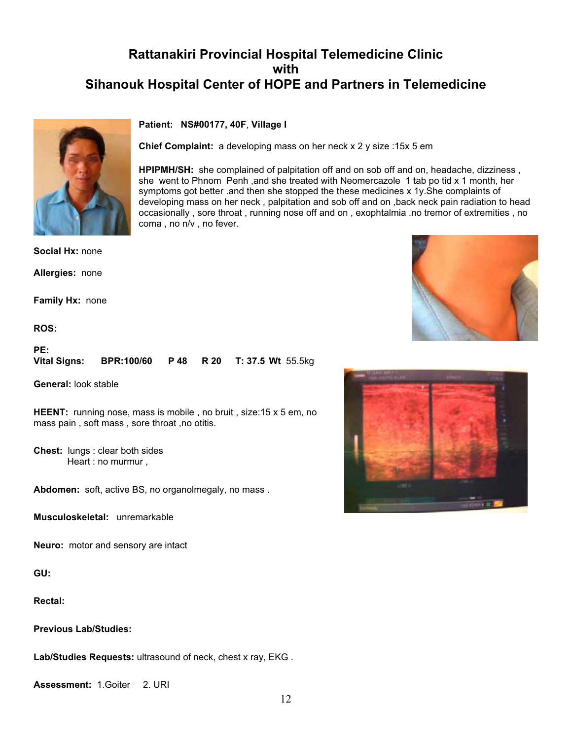# Rattanakiri Provincial Hospital Telemedicine Clinic with Sihanouk Hospital Center of HOPE and Partners in Telemedicine

**Patient: NS#00177, 40F, Village I**

**Chief Complaint:** a developing mass on her neck x 2 y size :15x 5 em

**HPIPMH/SH:** she complained of palpitation off and on sob off and on, headache, dizziness , she went to Phnom Penh ,and she treated with Neomercazole 1 tab po tid x 1 month, her symptoms got better .and then she stopped the these medicines x 1y.She complaints of developing mass on her neck , palpitation and sob off and on ,back neck pain radiation to head occasionally , sore throat , running nose off and on , exophtalmia .no tremor of extremities , no coma , no n/v , no fever.

**Social Hx:** none

**Allergies:** none

**Family Hx:** none

**ROS:**

**PE:**

**Vital Signs:** BPR:100/60 P 48 R 20 T: 37.5 Wt 55.5kg

**General:** look stable

**HEENT:** running nose, mass is mobile , no bruit , size:15 x 5 em, no mass pain , soft mass , sore throat ,no otitis.

**Chest:** lungs : clear both sides
Heart : no murmur ,

**Abdomen:** soft, active BS, no organolmegaly, no mass .

**Musculoskeletal:** unremarkable

**Neuro:** motor and sensory are intact

**GU:**

**Rectal:**

**Previous Lab/Studies:**

**Lab/Studies Requests:** ultrasound of neck, chest x ray, EKG .

**Assessment:** 1.Goiter 2. URI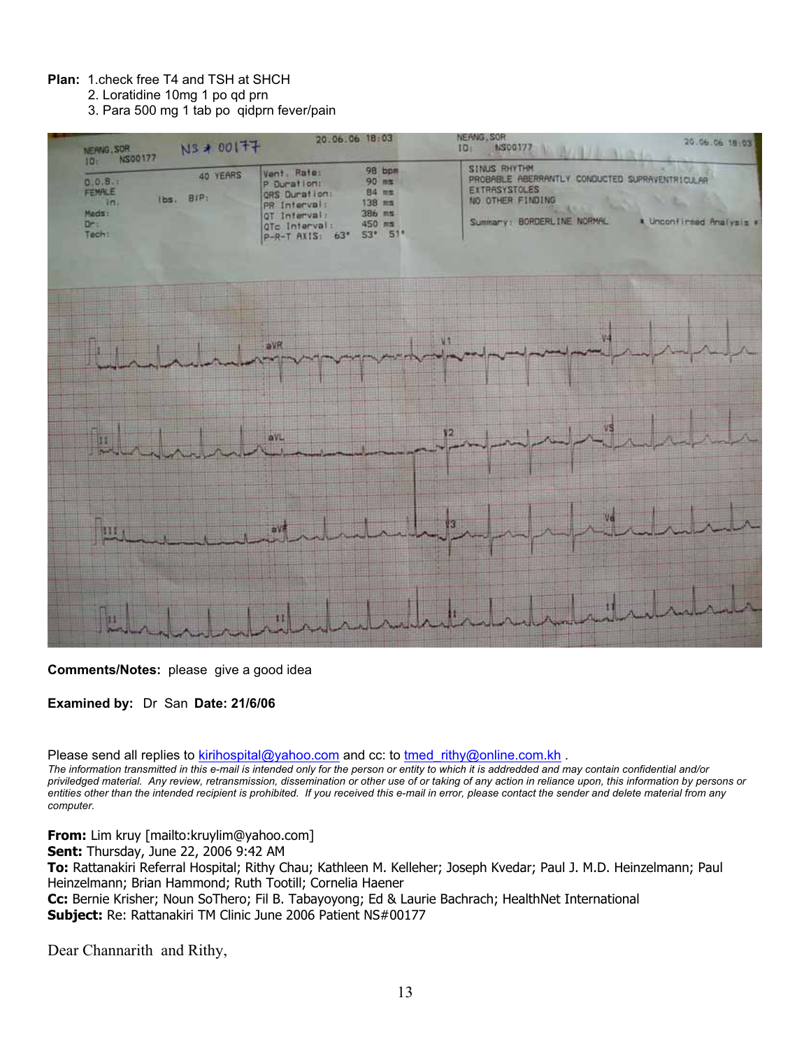**Plan:** 1.check free T4 and TSH at SHCH
  2. Loratidine 10mg 1 po qd prn
  3. Para 500 mg 1 tab po qidprn fever/pain

**Comments/Notes:** please give a good idea

**Examined by:** Dr San **Date: 21/6/06**

Please send all replies to kirihospital@yahoo.com and cc: to tmed_rithy@online.com.kh .

*The information transmitted in this e-mail is intended only for the person or entity to which it is addredded and may contain confidential and/or priviledged material. Any review, retransmission, dissemination or other use of or taking of any action in reliance upon, this information by persons or entities other than the intended recipient is prohibited. If you received this e-mail in error, please contact the sender and delete material from any computer.*

**From:** Lim kruy [mailto:kruylim@yahoo.com]
**Sent:** Thursday, June 22, 2006 9:42 AM
**To:** Rattanakiri Referral Hospital; Rithy Chau; Kathleen M. Kelleher; Joseph Kvedar; Paul J. M.D. Heinzelmann; Paul Heinzelmann; Brian Hammond; Ruth Tootill; Cornelia Haener
**Cc:** Bernie Krisher; Noun SoThero; Fil B. Tabayoyong; Ed & Laurie Bachrach; HealthNet International
**Subject:** Re: Rattanakiri TM Clinic June 2006 Patient NS#00177

Dear Channarith and Rithy,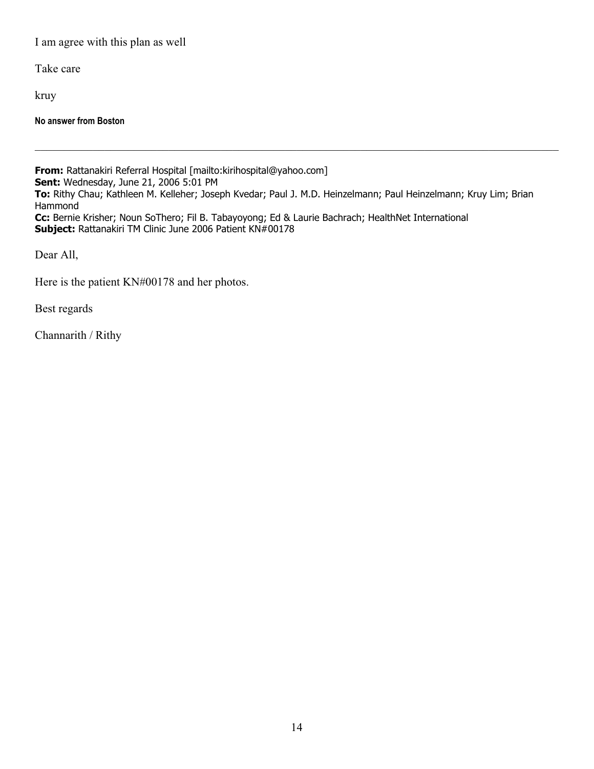I am agree with this plan as well

Take care

kruy

**No answer from Boston**

---

**From:** Rattanakiri Referral Hospital [mailto:kirihospital@yahoo.com]
**Sent:** Wednesday, June 21, 2006 5:01 PM
**To:** Rithy Chau; Kathleen M. Kelleher; Joseph Kvedar; Paul J. M.D. Heinzelmann; Paul Heinzelmann; Kruy Lim; Brian Hammond
**Cc:** Bernie Krisher; Noun SoThero; Fil B. Tabayoyong; Ed & Laurie Bachrach; HealthNet International
**Subject:** Rattanakiri TM Clinic June 2006 Patient KN#00178

Dear All,

Here is the patient KN#00178 and her photos.

Best regards

Channarith / Rithy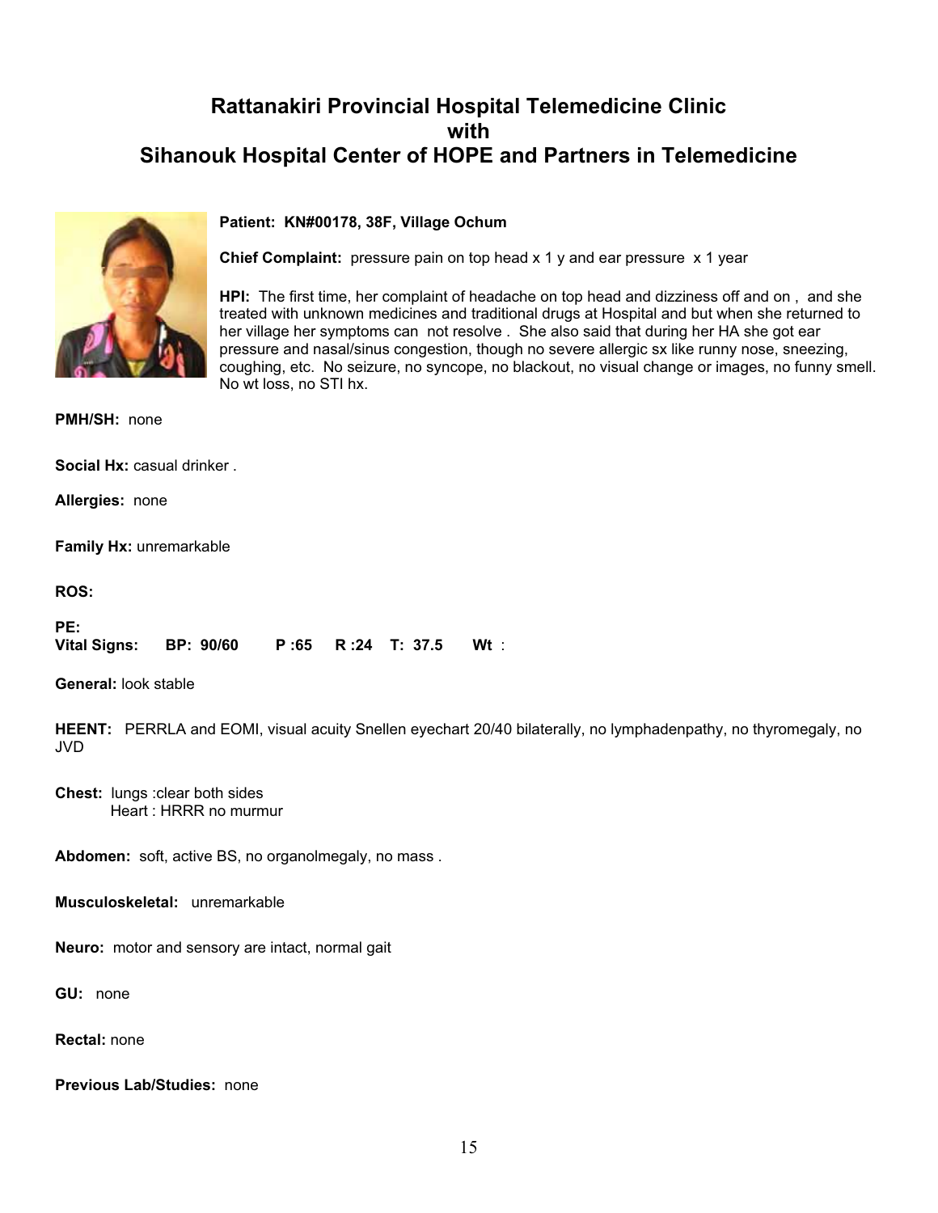# Rattanakiri Provincial Hospital Telemedicine Clinic
# with
# Sihanouk Hospital Center of HOPE and Partners in Telemedicine

**Patient: KN#00178, 38F, Village Ochum**

**Chief Complaint:** pressure pain on top head x 1 y and ear pressure x 1 year

**HPI:** The first time, her complaint of headache on top head and dizziness off and on , and she treated with unknown medicines and traditional drugs at Hospital and but when she returned to her village her symptoms can not resolve . She also said that during her HA she got ear pressure and nasal/sinus congestion, though no severe allergic sx like runny nose, sneezing, coughing, etc. No seizure, no syncope, no blackout, no visual change or images, no funny smell. No wt loss, no STI hx.

**PMH/SH:** none

**Social Hx:** casual drinker .

**Allergies:** none

**Family Hx:** unremarkable

**ROS:**

**PE:**
**Vital Signs: BP: 90/60 P :65 R :24 T: 37.5 Wt** :

**General:** look stable

**HEENT:** PERRLA and EOMI, visual acuity Snellen eyechart 20/40 bilaterally, no lymphadenpathy, no thyromegaly, no JVD

**Chest:** lungs :clear both sides
Heart : HRRR no murmur

**Abdomen:** soft, active BS, no organolmegaly, no mass .

**Musculoskeletal:** unremarkable

**Neuro:** motor and sensory are intact, normal gait

**GU:** none

**Rectal:** none

**Previous Lab/Studies:** none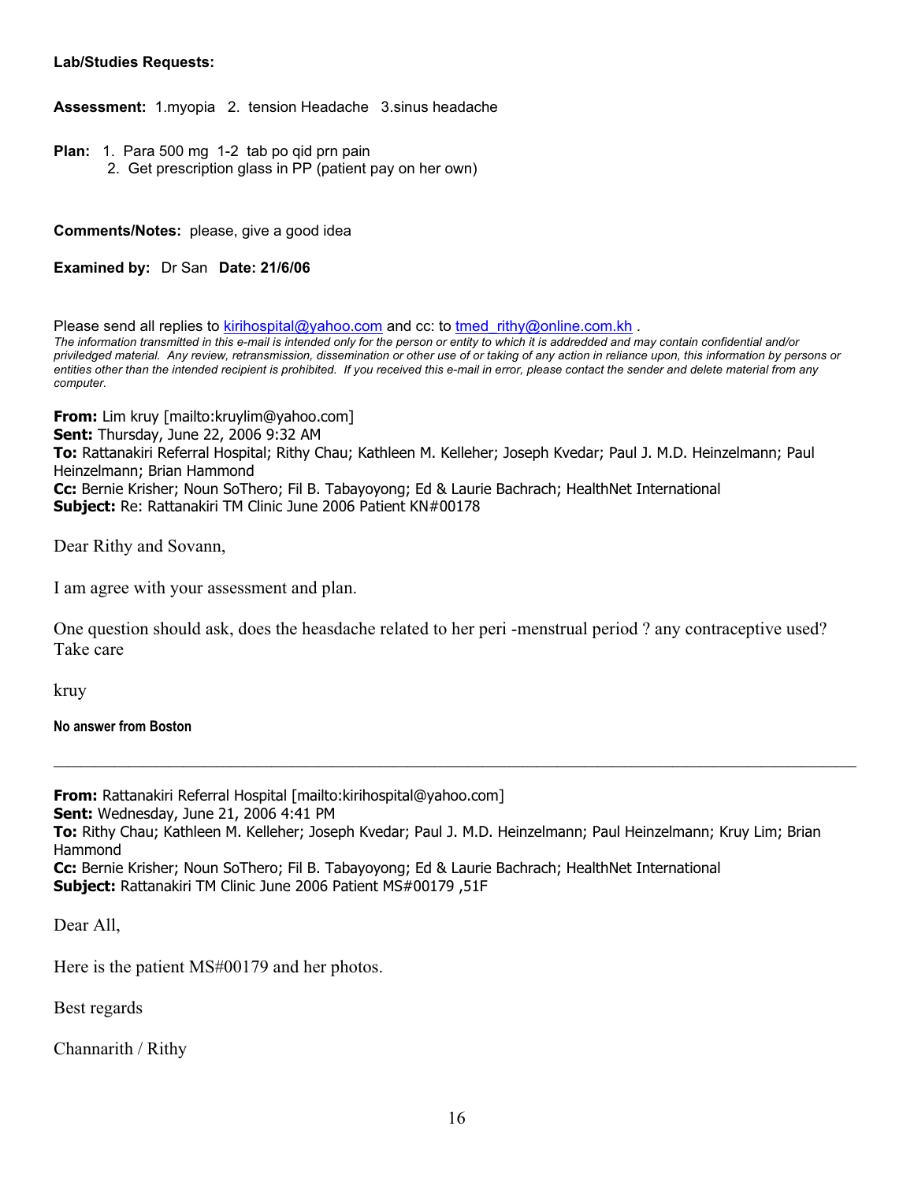**Lab/Studies Requests:**

**Assessment:** 1.myopia 2. tension Headache 3.sinus headache

**Plan:** 1. Para 500 mg 1-2 tab po qid prn pain
2. Get prescription glass in PP (patient pay on her own)

**Comments/Notes:** please, give a good idea

**Examined by:** Dr San **Date: 21/6/06**

Please send all replies to kirihospital@yahoo.com and cc: to tmed_rithy@online.com.kh .
*The information transmitted in this e-mail is intended only for the person or entity to which it is addredded and may contain confidential and/or priviledged material. Any review, retransmission, dissemination or other use of or taking of any action in reliance upon, this information by persons or entities other than the intended recipient is prohibited. If you received this e-mail in error, please contact the sender and delete material from any computer.*

**From:** Lim kruy [mailto:kruylim@yahoo.com]
**Sent:** Thursday, June 22, 2006 9:32 AM
**To:** Rattanakiri Referral Hospital; Rithy Chau; Kathleen M. Kelleher; Joseph Kvedar; Paul J. M.D. Heinzelmann; Paul Heinzelmann; Brian Hammond
**Cc:** Bernie Krisher; Noun SoThero; Fil B. Tabayoyong; Ed & Laurie Bachrach; HealthNet International
**Subject:** Re: Rattanakiri TM Clinic June 2006 Patient KN#00178

Dear Rithy and Sovann,

I am agree with your assessment and plan.

One question should ask, does the heasdache related to her peri -menstrual period ? any contraceptive used?
Take care

kruy

**No answer from Boston**

---

**From:** Rattanakiri Referral Hospital [mailto:kirihospital@yahoo.com]
**Sent:** Wednesday, June 21, 2006 4:41 PM
**To:** Rithy Chau; Kathleen M. Kelleher; Joseph Kvedar; Paul J. M.D. Heinzelmann; Paul Heinzelmann; Kruy Lim; Brian Hammond
**Cc:** Bernie Krisher; Noun SoThero; Fil B. Tabayoyong; Ed & Laurie Bachrach; HealthNet International
**Subject:** Rattanakiri TM Clinic June 2006 Patient MS#00179 ,51F

Dear All,

Here is the patient MS#00179 and her photos.

Best regards

Channarith / Rithy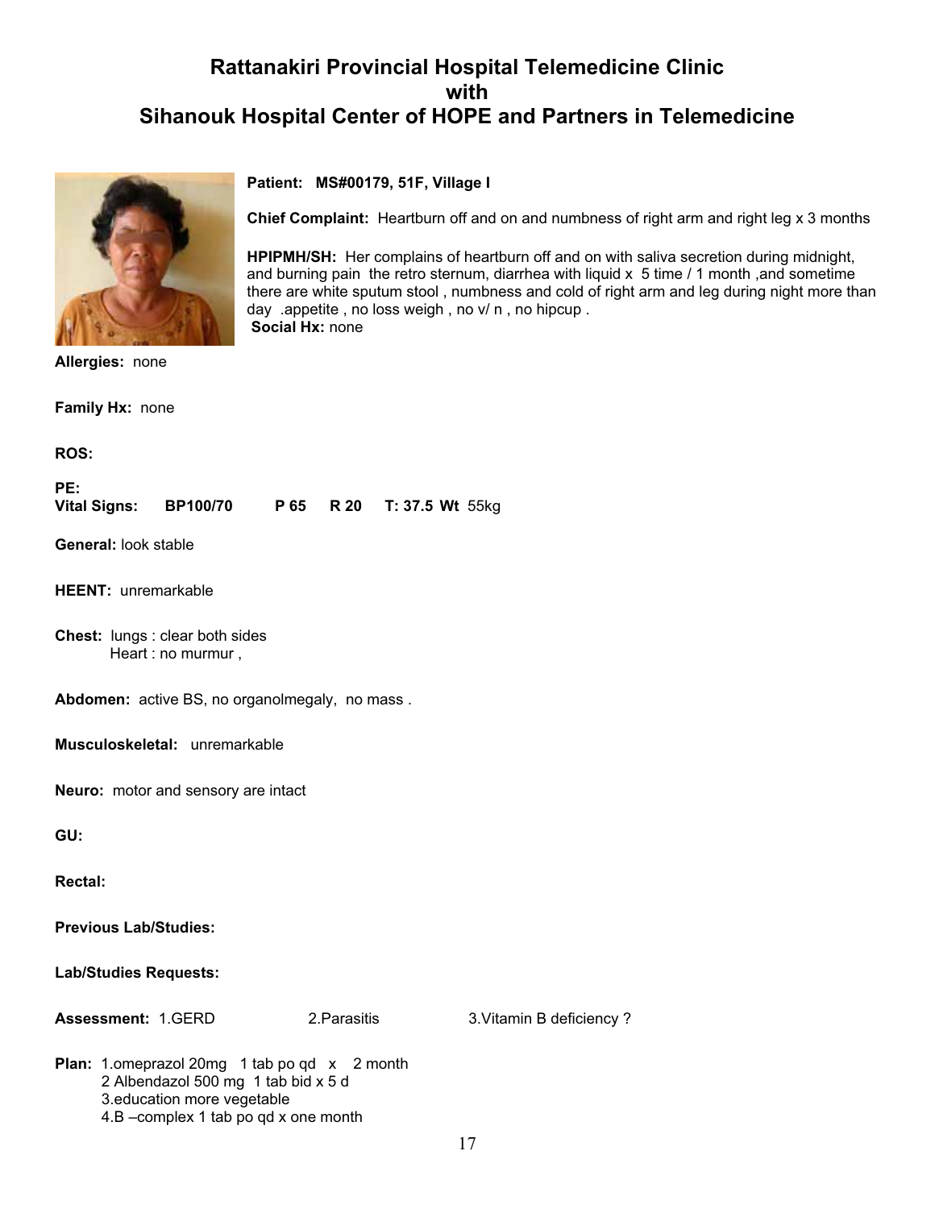# Rattanakiri Provincial Hospital Telemedicine Clinic with Sihanouk Hospital Center of HOPE and Partners in Telemedicine

**Patient: MS#00179, 51F, Village I**

**Chief Complaint:** Heartburn off and on and numbness of right arm and right leg x 3 months

**HPIPMH/SH:** Her complains of heartburn off and on with saliva secretion during midnight, and burning pain the retro sternum, diarrhea with liquid x 5 time / 1 month ,and sometime there are white sputum stool , numbness and cold of right arm and leg during night more than day .appetite , no loss weigh , no v/ n , no hipcup .
**Social Hx:** none

**Allergies:** none

**Family Hx:** none

**ROS:**

**PE:**
**Vital Signs:** **BP100/70** **P 65** **R 20** **T: 37.5** **Wt** 55kg

**General:** look stable

**HEENT:** unremarkable

**Chest:** lungs : clear both sides
Heart : no murmur ,

**Abdomen:** active BS, no organolmegaly, no mass .

**Musculoskeletal:** unremarkable

**Neuro:** motor and sensory are intact

**GU:**

**Rectal:**

**Previous Lab/Studies:**

**Lab/Studies Requests:**

**Assessment:** 1.GERD 2.Parasitis 3.Vitamin B deficiency ?

**Plan:** 1.omeprazol 20mg 1 tab po qd x 2 month
2 Albendazol 500 mg 1 tab bid x 5 d
3.education more vegetable
4.B –complex 1 tab po qd x one month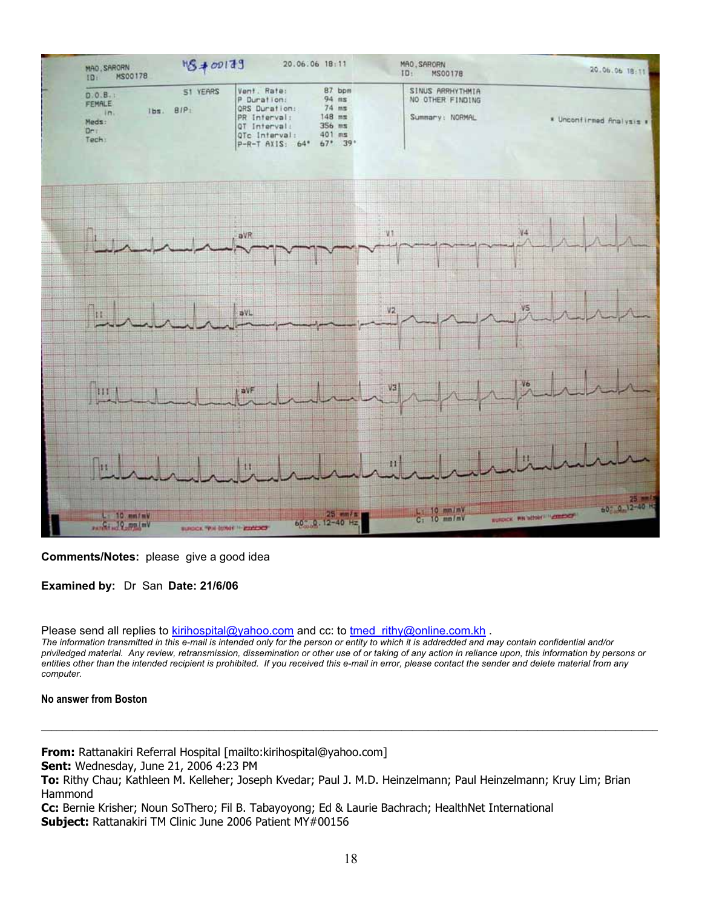**Comments/Notes:** please give a good idea

**Examined by:** Dr San **Date: 21/6/06**

Please send all replies to kirihospital@yahoo.com and cc: to tmed_rithy@online.com.kh .
*The information transmitted in this e-mail is intended only for the person or entity to which it is addredded and may contain confidential and/or priviledged material. Any review, retransmission, dissemination or other use of or taking of any action in reliance upon, this information by persons or entities other than the intended recipient is prohibited. If you received this e-mail in error, please contact the sender and delete material from any computer.*

**No answer from Boston**

---

**From:** Rattanakiri Referral Hospital [mailto:kirihospital@yahoo.com]
**Sent:** Wednesday, June 21, 2006 4:23 PM
**To:** Rithy Chau; Kathleen M. Kelleher; Joseph Kvedar; Paul J. M.D. Heinzelmann; Paul Heinzelmann; Kruy Lim; Brian Hammond
**Cc:** Bernie Krisher; Noun SoThero; Fil B. Tabayoyong; Ed & Laurie Bachrach; HealthNet International
**Subject:** Rattanakiri TM Clinic June 2006 Patient MY#00156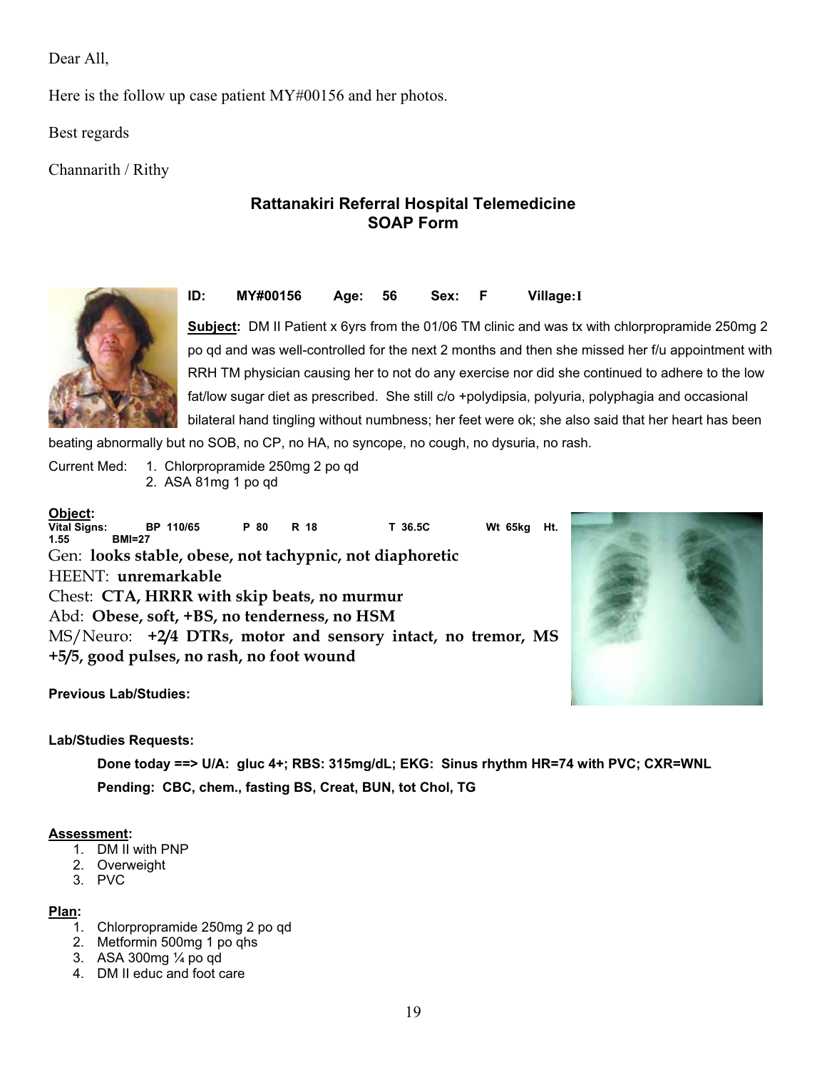Dear All,

Here is the follow up case patient MY#00156 and her photos.

Best regards

Channarith / Rithy

## Rattanakiri Referral Hospital Telemedicine SOAP Form

**ID:** MY#00156 **Age:** 56 **Sex:** F **Village:** I

**Subject:** DM II Patient x 6yrs from the 01/06 TM clinic and was tx with chlorpropramide 250mg 2 po qd and was well-controlled for the next 2 months and then she missed her f/u appointment with RRH TM physician causing her to not do any exercise nor did she continued to adhere to the low fat/low sugar diet as prescribed. She still c/o +polydipsia, polyuria, polyphagia and occasional bilateral hand tingling without numbness; her feet were ok; she also said that her heart has been beating abnormally but no SOB, no CP, no HA, no syncope, no cough, no dysuria, no rash.

Current Med:
1. Chlorpropramide 250mg 2 po qd
2. ASA 81mg 1 po qd

**Object:**

**Vital Signs:** BP 110/65 P 80 R 18 T 36.5C Wt 65kg Ht. 1.55 BMI=27

Gen: **looks stable, obese, not tachypnic, not diaphoretic**

HEENT: **unremarkable**

Chest: **CTA, HRRR with skip beats, no murmur**

Abd: **Obese, soft, +BS, no tenderness, no HSM**

MS/Neuro: **+2/4 DTRs, motor and sensory intact, no tremor, MS +5/5, good pulses, no rash, no foot wound**

**Previous Lab/Studies:**

**Lab/Studies Requests:**

**Done today ==> U/A: gluc 4+; RBS: 315mg/dL; EKG: Sinus rhythm HR=74 with PVC; CXR=WNL**

**Pending: CBC, chem., fasting BS, Creat, BUN, tot Chol, TG**

**Assessment:**
1. DM II with PNP
2. Overweight
3. PVC

**Plan:**
1. Chlorpropramide 250mg 2 po qd
2. Metformin 500mg 1 po qhs
3. ASA 300mg ¼ po qd
4. DM II educ and foot care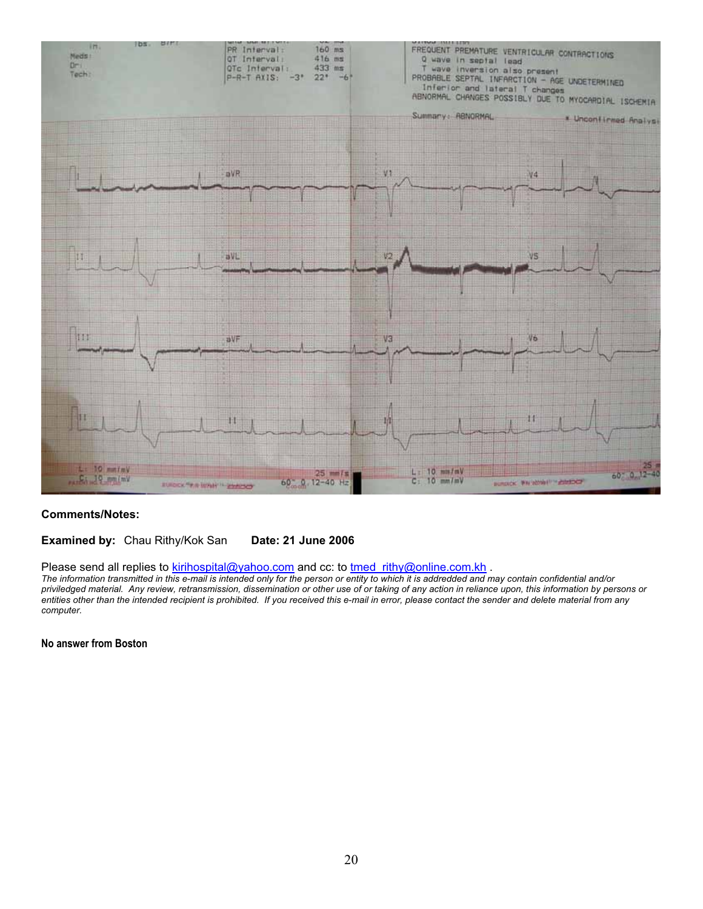**Comments/Notes:**

**Examined by:** Chau Rithy/Kok San **Date: 21 June 2006**

Please send all replies to kirihospital@yahoo.com and cc: to tmed_rithy@online.com.kh .

*The information transmitted in this e-mail is intended only for the person or entity to which it is addredded and may contain confidential and/or priviledged material. Any review, retransmission, dissemination or other use of or taking of any action in reliance upon, this information by persons or entities other than the intended recipient is prohibited. If you received this e-mail in error, please contact the sender and delete material from any computer.*

**No answer from Boston**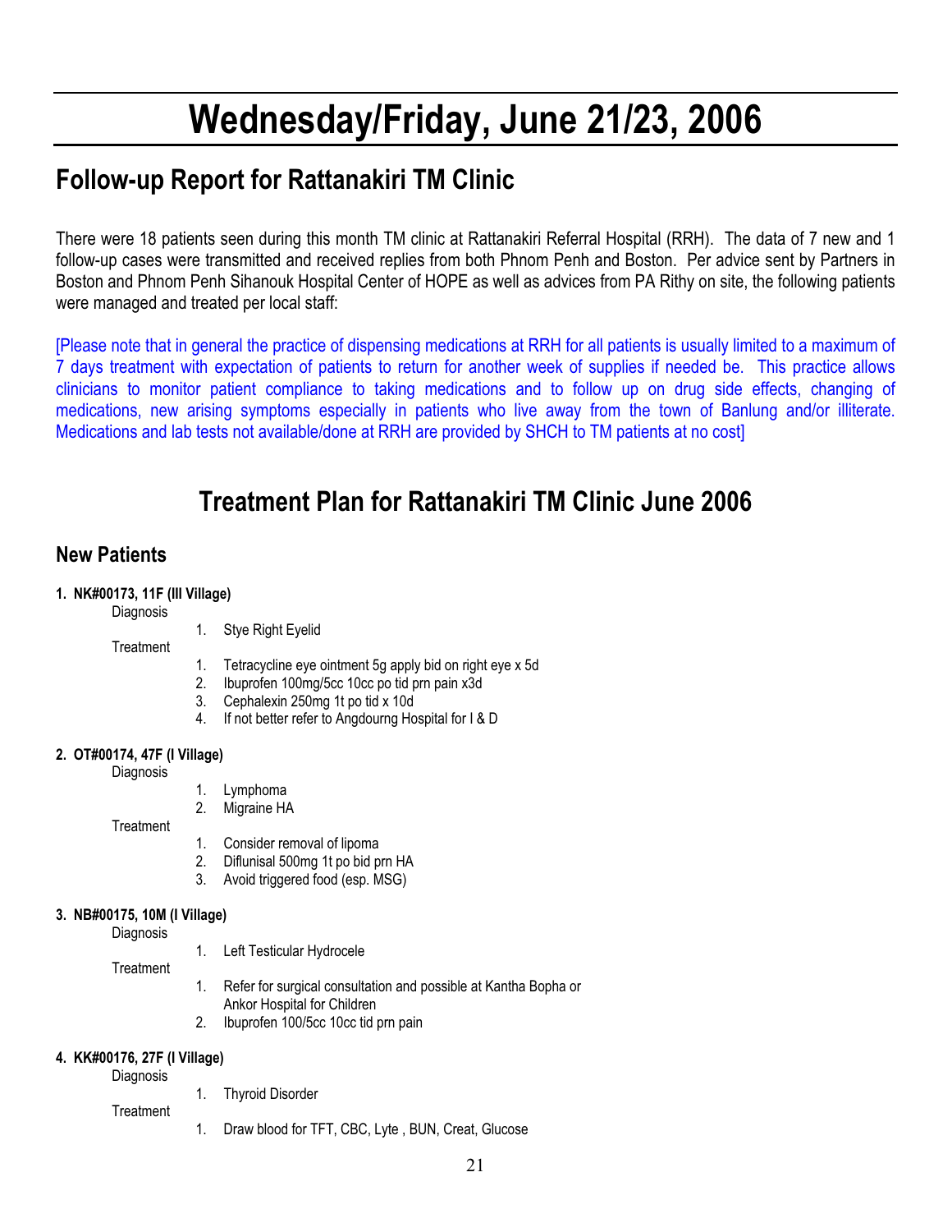# Wednesday/Friday, June 21/23, 2006

## Follow-up Report for Rattanakiri TM Clinic

There were 18 patients seen during this month TM clinic at Rattanakiri Referral Hospital (RRH). The data of 7 new and 1 follow-up cases were transmitted and received replies from both Phnom Penh and Boston. Per advice sent by Partners in Boston and Phnom Penh Sihanouk Hospital Center of HOPE as well as advices from PA Rithy on site, the following patients were managed and treated per local staff:

[Please note that in general the practice of dispensing medications at RRH for all patients is usually limited to a maximum of 7 days treatment with expectation of patients to return for another week of supplies if needed be. This practice allows clinicians to monitor patient compliance to taking medications and to follow up on drug side effects, changing of medications, new arising symptoms especially in patients who live away from the town of Banlung and/or illiterate. Medications and lab tests not available/done at RRH are provided by SHCH to TM patients at no cost]

## Treatment Plan for Rattanakiri TM Clinic June 2006

### New Patients

**1. NK#00173, 11F (III Village)**

Diagnosis

1. Stye Right Eyelid

Treatment

1. Tetracycline eye ointment 5g apply bid on right eye x 5d
2. Ibuprofen 100mg/5cc 10cc po tid prn pain x3d
3. Cephalexin 250mg 1t po tid x 10d
4. If not better refer to Angdourng Hospital for I & D

**2. OT#00174, 47F (I Village)**

Diagnosis

1. Lymphoma
2. Migraine HA

Treatment

1. Consider removal of lipoma
2. Diflunisal 500mg 1t po bid prn HA
3. Avoid triggered food (esp. MSG)

**3. NB#00175, 10M (I Village)**

Diagnosis

1. Left Testicular Hydrocele

Treatment

1. Refer for surgical consultation and possible at Kantha Bopha or Ankor Hospital for Children
2. Ibuprofen 100/5cc 10cc tid prn pain

**4. KK#00176, 27F (I Village)**

Diagnosis

1. Thyroid Disorder

Treatment

1. Draw blood for TFT, CBC, Lyte , BUN, Creat, Glucose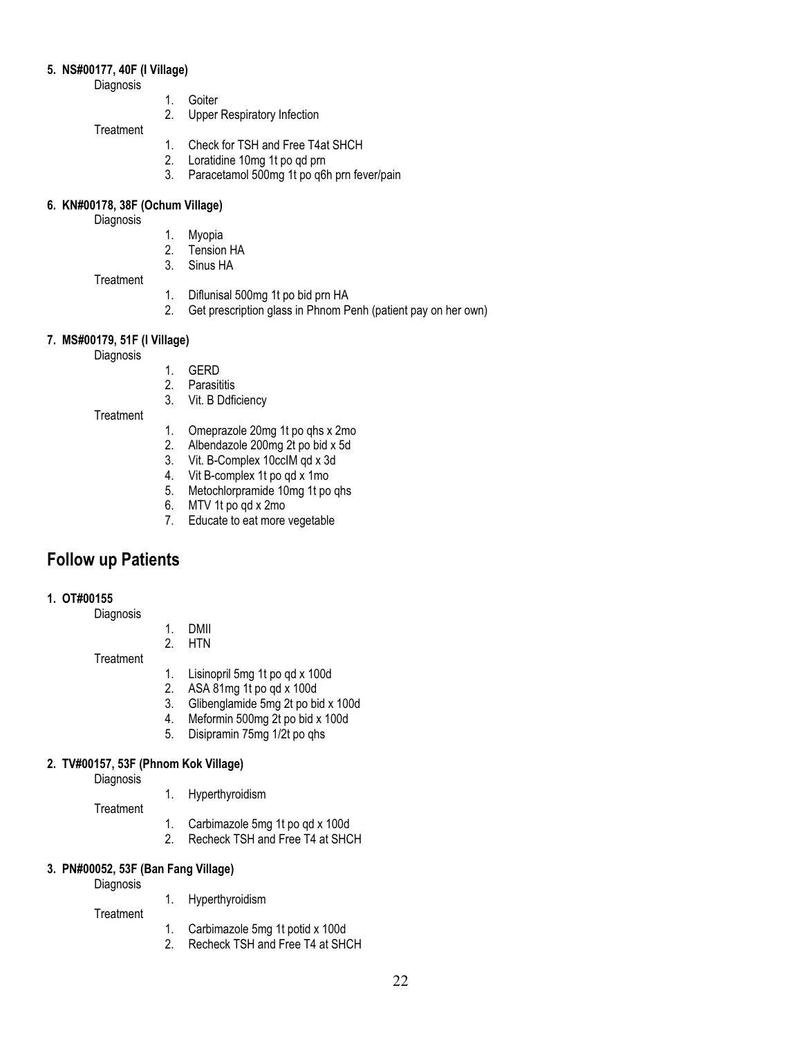**5. NS#00177, 40F (I Village)**

Diagnosis

1. Goiter
2. Upper Respiratory Infection

Treatment

1. Check for TSH and Free T4at SHCH
2. Loratidine 10mg 1t po qd prn
3. Paracetamol 500mg 1t po q6h prn fever/pain

**6. KN#00178, 38F (Ochum Village)**

Diagnosis

1. Myopia
2. Tension HA
3. Sinus HA

Treatment

1. Diflunisal 500mg 1t po bid prn HA
2. Get prescription glass in Phnom Penh (patient pay on her own)

**7. MS#00179, 51F (I Village)**

Diagnosis

1. GERD
2. Parasititis
3. Vit. B Ddficiency

Treatment

1. Omeprazole 20mg 1t po qhs x 2mo
2. Albendazole 200mg 2t po bid x 5d
3. Vit. B-Complex 10ccIM qd x 3d
4. Vit B-complex 1t po qd x 1mo
5. Metochlorpramide 10mg 1t po qhs
6. MTV 1t po qd x 2mo
7. Educate to eat more vegetable

## Follow up Patients

**1. OT#00155**

Diagnosis

1. DMII
2. HTN

Treatment

1. Lisinopril 5mg 1t po qd x 100d
2. ASA 81mg 1t po qd x 100d
3. Glibenglamide 5mg 2t po bid x 100d
4. Meformin 500mg 2t po bid x 100d
5. Disipramin 75mg 1/2t po qhs

**2. TV#00157, 53F (Phnom Kok Village)**

Diagnosis

1. Hyperthyroidism

Treatment

1. Carbimazole 5mg 1t po qd x 100d
2. Recheck TSH and Free T4 at SHCH

**3. PN#00052, 53F (Ban Fang Village)**

Diagnosis

1. Hyperthyroidism

Treatment

1. Carbimazole 5mg 1t potid x 100d
2. Recheck TSH and Free T4 at SHCH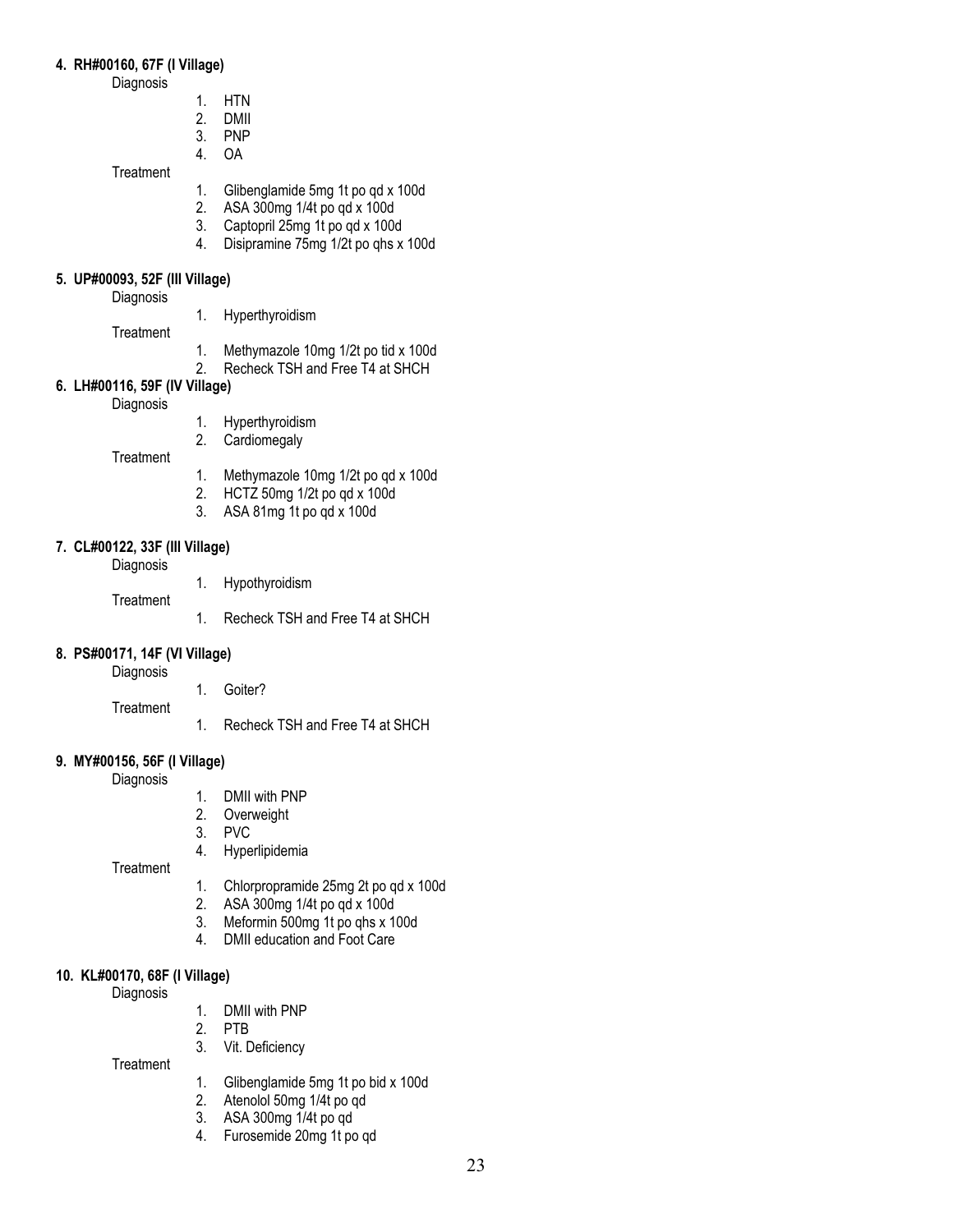**4. RH#00160, 67F (I Village)**

Diagnosis

1. HTN
2. DMII
3. PNP
4. OA

Treatment

1. Glibenglamide 5mg 1t po qd x 100d
2. ASA 300mg 1/4t po qd x 100d
3. Captopril 25mg 1t po qd x 100d
4. Disipramine 75mg 1/2t po qhs x 100d

**5. UP#00093, 52F (III Village)**

Diagnosis

1. Hyperthyroidism

Treatment

1. Methymazole 10mg 1/2t po tid x 100d
2. Recheck TSH and Free T4 at SHCH

**6. LH#00116, 59F (IV Village)**

Diagnosis

1. Hyperthyroidism
2. Cardiomegaly

Treatment

1. Methymazole 10mg 1/2t po qd x 100d
2. HCTZ 50mg 1/2t po qd x 100d
3. ASA 81mg 1t po qd x 100d

**7. CL#00122, 33F (III Village)**

Diagnosis

1. Hypothyroidism

Treatment

1. Recheck TSH and Free T4 at SHCH

**8. PS#00171, 14F (VI Village)**

Diagnosis

1. Goiter?

Treatment

1. Recheck TSH and Free T4 at SHCH

**9. MY#00156, 56F (I Village)**

Diagnosis

1. DMII with PNP
2. Overweight
3. PVC
4. Hyperlipidemia

Treatment

1. Chlorpropramide 25mg 2t po qd x 100d
2. ASA 300mg 1/4t po qd x 100d
3. Meformin 500mg 1t po qhs x 100d
4. DMII education and Foot Care

**10. KL#00170, 68F (I Village)**

Diagnosis

1. DMII with PNP
2. PTB
3. Vit. Deficiency

Treatment

1. Glibenglamide 5mg 1t po bid x 100d
2. Atenolol 50mg 1/4t po qd
3. ASA 300mg 1/4t po qd
4. Furosemide 20mg 1t po qd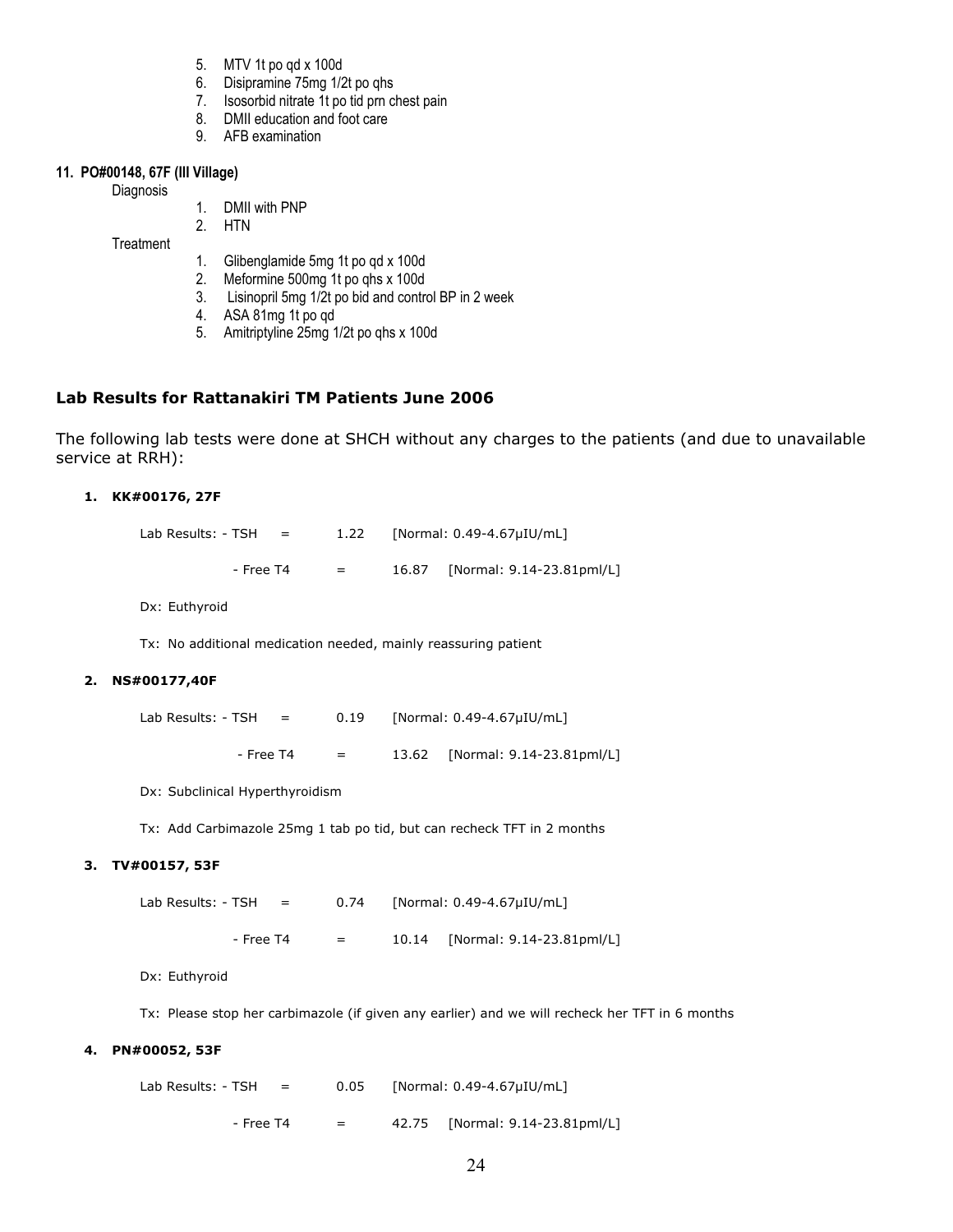5. MTV 1t po qd x 100d
6. Disipramine 75mg 1/2t po qhs
7. Isosorbid nitrate 1t po tid prn chest pain
8. DMII education and foot care
9. AFB examination

**11. PO#00148, 67F (III Village)**

Diagnosis

1. DMII with PNP
2. HTN

Treatment

1. Glibenglamide 5mg 1t po qd x 100d
2. Meformine 500mg 1t po qhs x 100d
3. Lisinopril 5mg 1/2t po bid and control BP in 2 week
4. ASA 81mg 1t po qd
5. Amitriptyline 25mg 1/2t po qhs x 100d

## Lab Results for Rattanakiri TM Patients June 2006

The following lab tests were done at SHCH without any charges to the patients (and due to unavailable service at RRH):

**1. KK#00176, 27F**

Lab Results: - TSH = 1.22 [Normal: 0.49-4.67μIU/mL]

- Free T4 = 16.87 [Normal: 9.14-23.81pml/L]

Dx: Euthyroid

Tx: No additional medication needed, mainly reassuring patient

**2. NS#00177,40F**

Lab Results: - TSH = 0.19 [Normal: 0.49-4.67μIU/mL]

- Free T4 = 13.62 [Normal: 9.14-23.81pml/L]

Dx: Subclinical Hyperthyroidism

Tx: Add Carbimazole 25mg 1 tab po tid, but can recheck TFT in 2 months

**3. TV#00157, 53F**

Lab Results: - TSH = 0.74 [Normal: 0.49-4.67μIU/mL]

- Free T4 = 10.14 [Normal: 9.14-23.81pml/L]

Dx: Euthyroid

Tx: Please stop her carbimazole (if given any earlier) and we will recheck her TFT in 6 months

**4. PN#00052, 53F**

Lab Results: - TSH = 0.05 [Normal: 0.49-4.67μIU/mL]

- Free T4 = 42.75 [Normal: 9.14-23.81pml/L]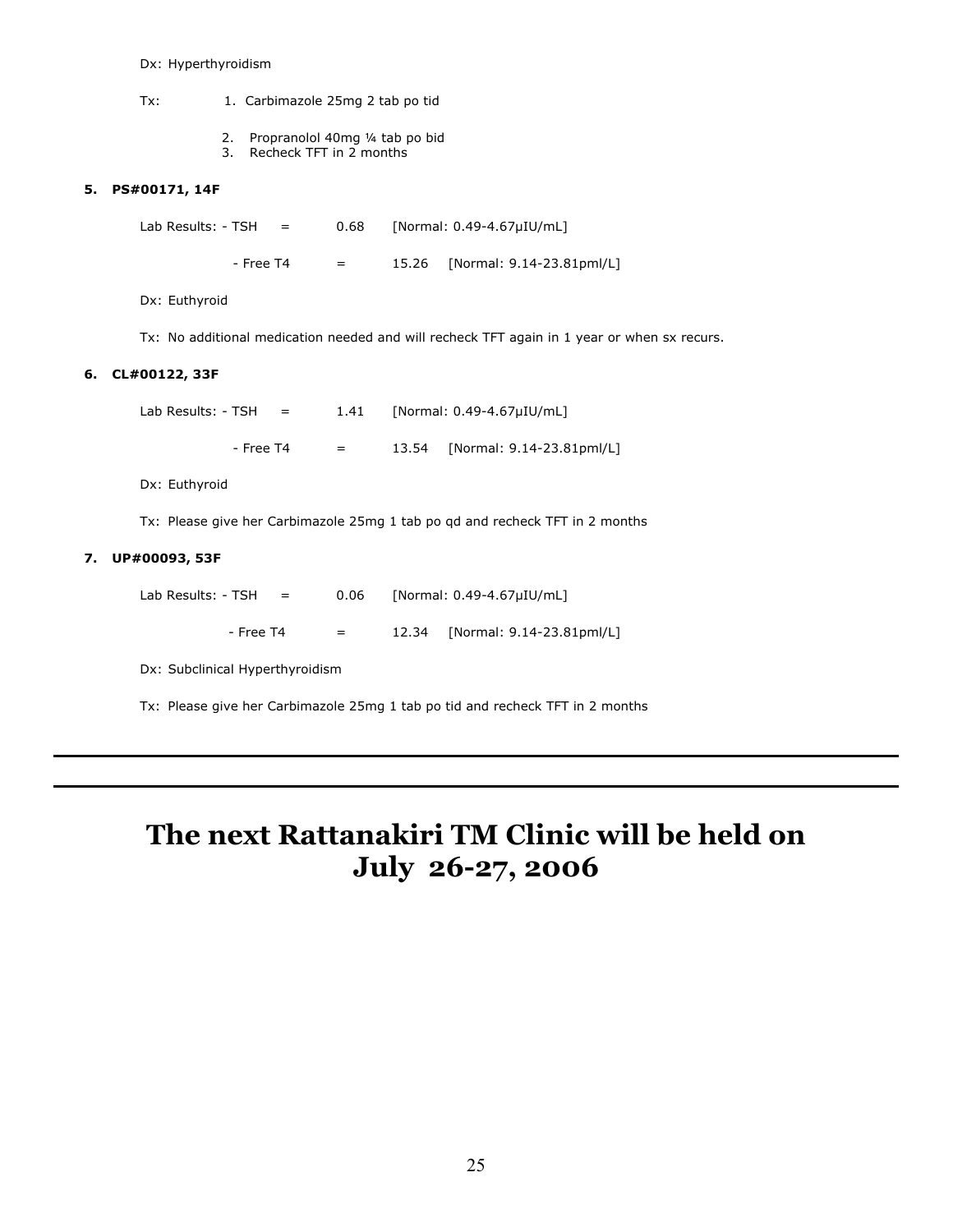Dx: Hyperthyroidism

Tx:
1. Carbimazole 25mg 2 tab po tid
2. Propranolol 40mg ¼ tab po bid
3. Recheck TFT in 2 months

**5. PS#00171, 14F**

Lab Results: - TSH = 0.68 [Normal: 0.49-4.67μIU/mL]

- Free T4 = 15.26 [Normal: 9.14-23.81pml/L]

Dx: Euthyroid

Tx: No additional medication needed and will recheck TFT again in 1 year or when sx recurs.

**6. CL#00122, 33F**

Lab Results: - TSH = 1.41 [Normal: 0.49-4.67μIU/mL]

- Free T4 = 13.54 [Normal: 9.14-23.81pml/L]

Dx: Euthyroid

Tx: Please give her Carbimazole 25mg 1 tab po qd and recheck TFT in 2 months

**7. UP#00093, 53F**

Lab Results: - TSH = 0.06 [Normal: 0.49-4.67μIU/mL]

- Free T4 = 12.34 [Normal: 9.14-23.81pml/L]

Dx: Subclinical Hyperthyroidism

Tx: Please give her Carbimazole 25mg 1 tab po tid and recheck TFT in 2 months

---

# The next Rattanakiri TM Clinic will be held on July 26-27, 2006